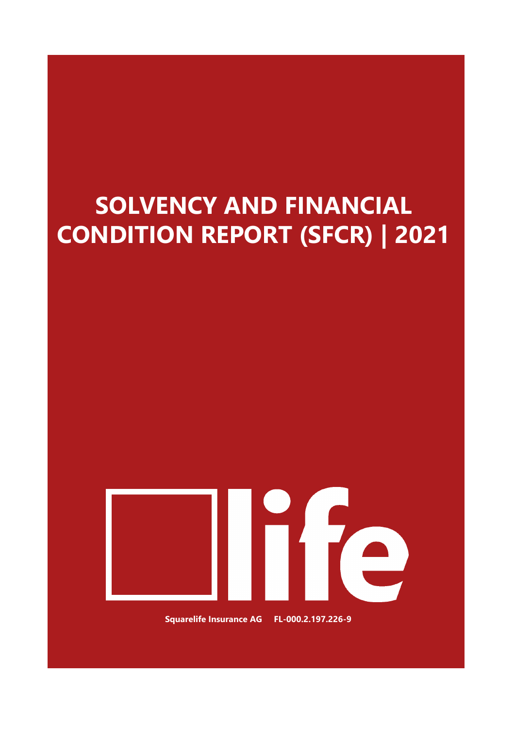# SOLVENCY AND FINANCIAL CONDITION REPORT (SFCR) | 2021

life

**Squarelife Insurance AG FL-000.2.197.226-9**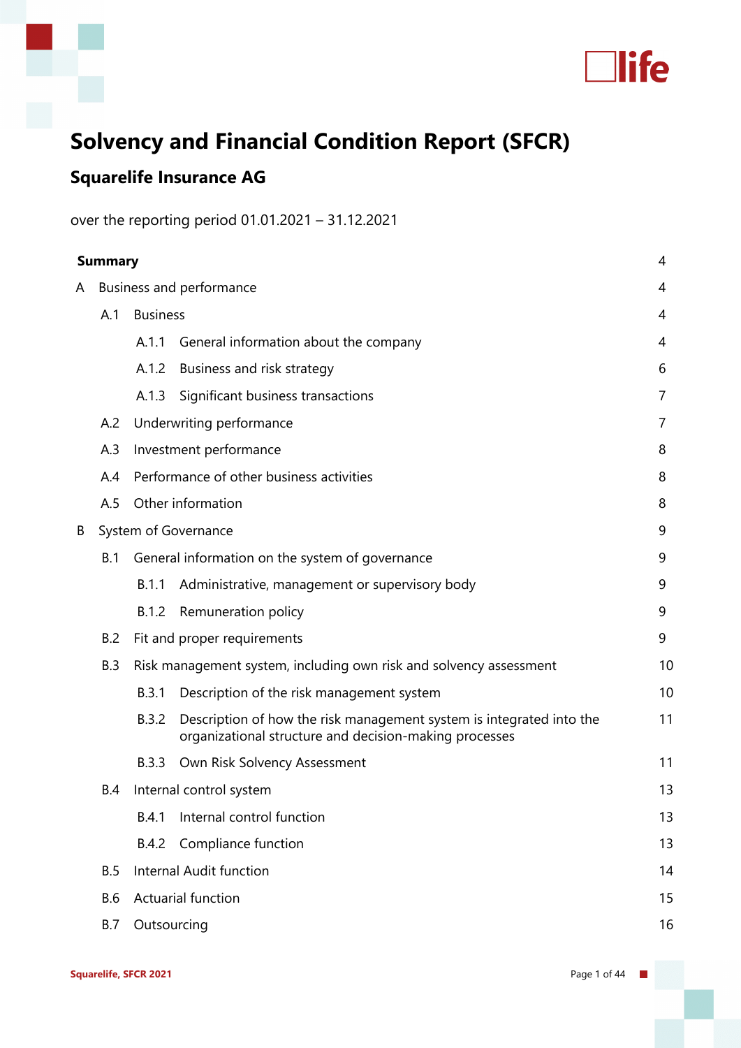# Solvency and Financial Condition Report (SFCR)

## Squarelife Insurance AG

over the reporting period 01.01.2021 – 31.12.2021

| | |
|---|---|
| **Summary** | 4 |
| A Business and performance | 4 |
| A.1 Business | 4 |
| A.1.1 General information about the company | 4 |
| A.1.2 Business and risk strategy | 6 |
| A.1.3 Significant business transactions | 7 |
| A.2 Underwriting performance | 7 |
| A.3 Investment performance | 8 |
| A.4 Performance of other business activities | 8 |
| A.5 Other information | 8 |
| B System of Governance | 9 |
| B.1 General information on the system of governance | 9 |
| B.1.1 Administrative, management or supervisory body | 9 |
| B.1.2 Remuneration policy | 9 |
| B.2 Fit and proper requirements | 9 |
| B.3 Risk management system, including own risk and solvency assessment | 10 |
| B.3.1 Description of the risk management system | 10 |
| B.3.2 Description of how the risk management system is integrated into the organizational structure and decision-making processes | 11 |
| B.3.3 Own Risk Solvency Assessment | 11 |
| B.4 Internal control system | 13 |
| B.4.1 Internal control function | 13 |
| B.4.2 Compliance function | 13 |
| B.5 Internal Audit function | 14 |
| B.6 Actuarial function | 15 |
| B.7 Outsourcing | 16 |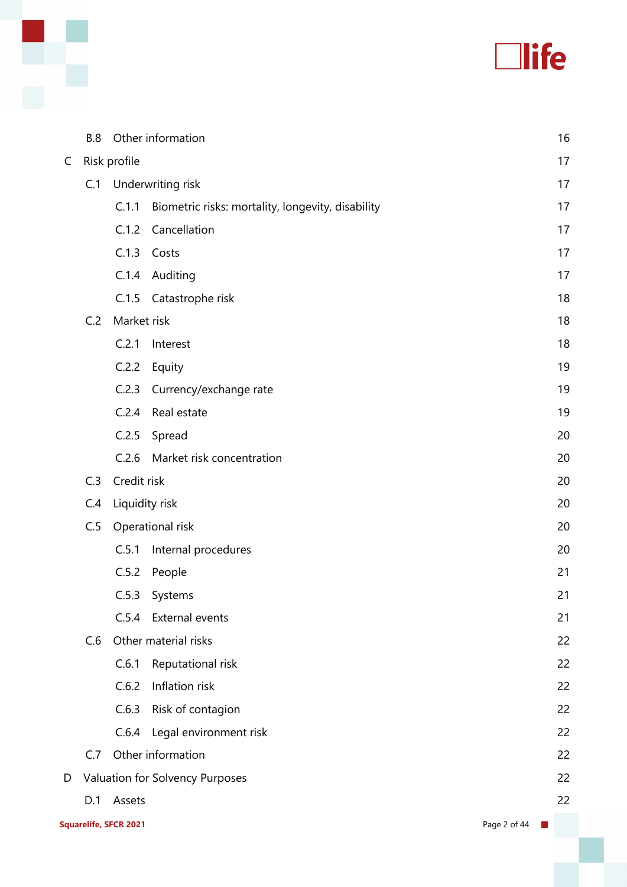| | | |
|---|---|---|
| B.8 | Other information | 16 |
| C | Risk profile | 17 |
| C.1 | Underwriting risk | 17 |
| C.1.1 | Biometric risks: mortality, longevity, disability | 17 |
| C.1.2 | Cancellation | 17 |
| C.1.3 | Costs | 17 |
| C.1.4 | Auditing | 17 |
| C.1.5 | Catastrophe risk | 18 |
| C.2 | Market risk | 18 |
| C.2.1 | Interest | 18 |
| C.2.2 | Equity | 19 |
| C.2.3 | Currency/exchange rate | 19 |
| C.2.4 | Real estate | 19 |
| C.2.5 | Spread | 20 |
| C.2.6 | Market risk concentration | 20 |
| C.3 | Credit risk | 20 |
| C.4 | Liquidity risk | 20 |
| C.5 | Operational risk | 20 |
| C.5.1 | Internal procedures | 20 |
| C.5.2 | People | 21 |
| C.5.3 | Systems | 21 |
| C.5.4 | External events | 21 |
| C.6 | Other material risks | 22 |
| C.6.1 | Reputational risk | 22 |
| C.6.2 | Inflation risk | 22 |
| C.6.3 | Risk of contagion | 22 |
| C.6.4 | Legal environment risk | 22 |
| C.7 | Other information | 22 |
| D | Valuation for Solvency Purposes | 22 |
| D.1 | Assets | 22 |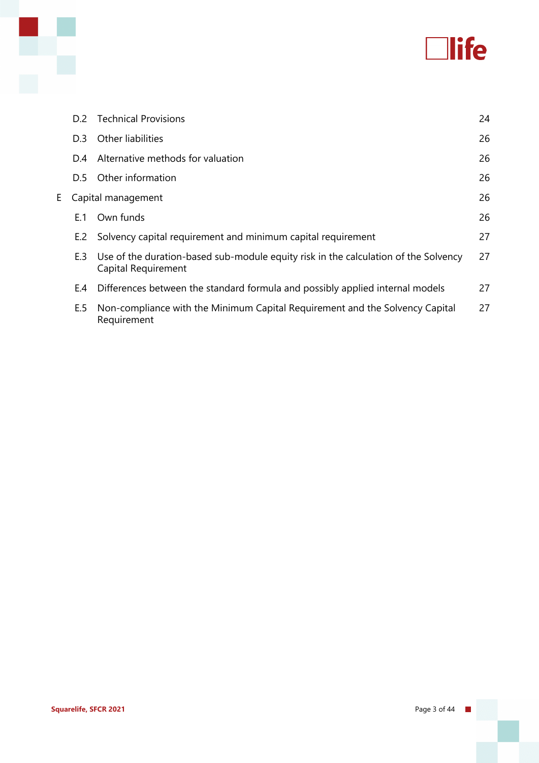| | | |
|---|---|---|
| D.2 | Technical Provisions | 24 |
| D.3 | Other liabilities | 26 |
| D.4 | Alternative methods for valuation | 26 |
| D.5 | Other information | 26 |
| E | Capital management | 26 |
| E.1 | Own funds | 26 |
| E.2 | Solvency capital requirement and minimum capital requirement | 27 |
| E.3 | Use of the duration-based sub-module equity risk in the calculation of the Solvency Capital Requirement | 27 |
| E.4 | Differences between the standard formula and possibly applied internal models | 27 |
| E.5 | Non-compliance with the Minimum Capital Requirement and the Solvency Capital Requirement | 27 |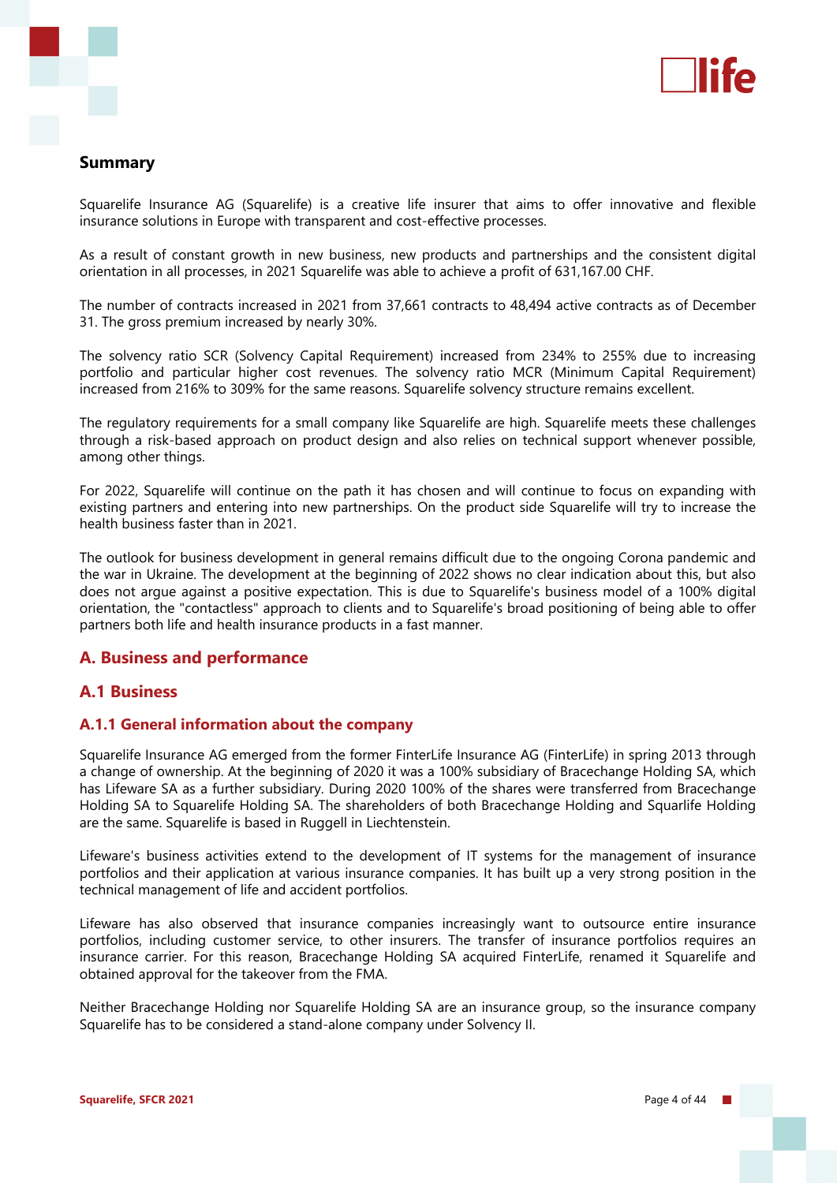## Summary

Squarelife Insurance AG (Squarelife) is a creative life insurer that aims to offer innovative and flexible insurance solutions in Europe with transparent and cost-effective processes.

As a result of constant growth in new business, new products and partnerships and the consistent digital orientation in all processes, in 2021 Squarelife was able to achieve a profit of 631,167.00 CHF.

The number of contracts increased in 2021 from 37,661 contracts to 48,494 active contracts as of December 31. The gross premium increased by nearly 30%.

The solvency ratio SCR (Solvency Capital Requirement) increased from 234% to 255% due to increasing portfolio and particular higher cost revenues. The solvency ratio MCR (Minimum Capital Requirement) increased from 216% to 309% for the same reasons. Squarelife solvency structure remains excellent.

The regulatory requirements for a small company like Squarelife are high. Squarelife meets these challenges through a risk-based approach on product design and also relies on technical support whenever possible, among other things.

For 2022, Squarelife will continue on the path it has chosen and will continue to focus on expanding with existing partners and entering into new partnerships. On the product side Squarelife will try to increase the health business faster than in 2021.

The outlook for business development in general remains difficult due to the ongoing Corona pandemic and the war in Ukraine. The development at the beginning of 2022 shows no clear indication about this, but also does not argue against a positive expectation. This is due to Squarelife's business model of a 100% digital orientation, the "contactless" approach to clients and to Squarelife's broad positioning of being able to offer partners both life and health insurance products in a fast manner.

## A. Business and performance

### A.1 Business

#### A.1.1 General information about the company

Squarelife Insurance AG emerged from the former FinterLife Insurance AG (FinterLife) in spring 2013 through a change of ownership. At the beginning of 2020 it was a 100% subsidiary of Bracechange Holding SA, which has Lifeware SA as a further subsidiary. During 2020 100% of the shares were transferred from Bracechange Holding SA to Squarelife Holding SA. The shareholders of both Bracechange Holding and Squarlife Holding are the same. Squarelife is based in Ruggell in Liechtenstein.

Lifeware's business activities extend to the development of IT systems for the management of insurance portfolios and their application at various insurance companies. It has built up a very strong position in the technical management of life and accident portfolios.

Lifeware has also observed that insurance companies increasingly want to outsource entire insurance portfolios, including customer service, to other insurers. The transfer of insurance portfolios requires an insurance carrier. For this reason, Bracechange Holding SA acquired FinterLife, renamed it Squarelife and obtained approval for the takeover from the FMA.

Neither Bracechange Holding nor Squarelife Holding SA are an insurance group, so the insurance company Squarelife has to be considered a stand-alone company under Solvency II.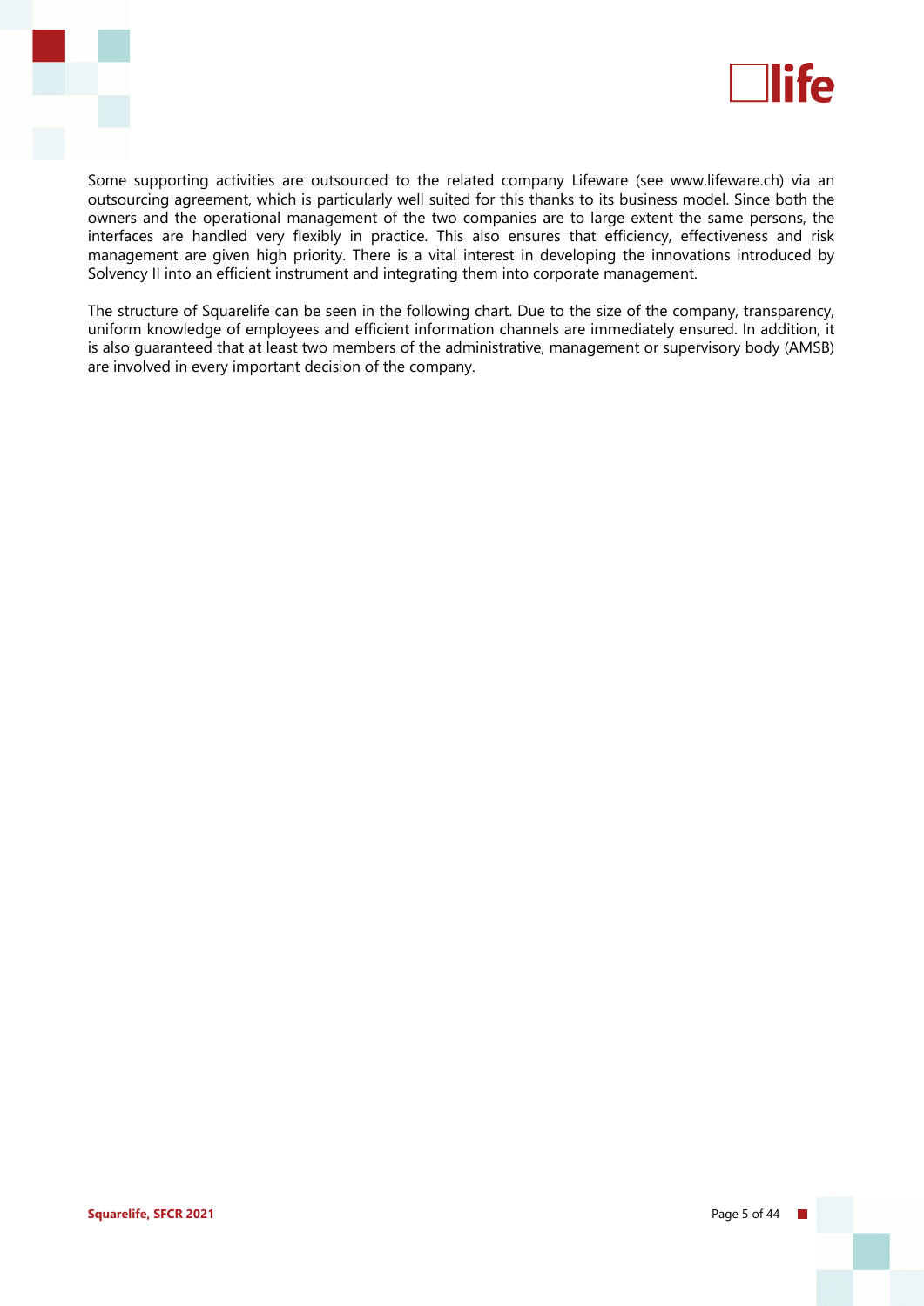Some supporting activities are outsourced to the related company Lifeware (see www.lifeware.ch) via an outsourcing agreement, which is particularly well suited for this thanks to its business model. Since both the owners and the operational management of the two companies are to large extent the same persons, the interfaces are handled very flexibly in practice. This also ensures that efficiency, effectiveness and risk management are given high priority. There is a vital interest in developing the innovations introduced by Solvency II into an efficient instrument and integrating them into corporate management.

The structure of Squarelife can be seen in the following chart. Due to the size of the company, transparency, uniform knowledge of employees and efficient information channels are immediately ensured. In addition, it is also guaranteed that at least two members of the administrative, management or supervisory body (AMSB) are involved in every important decision of the company.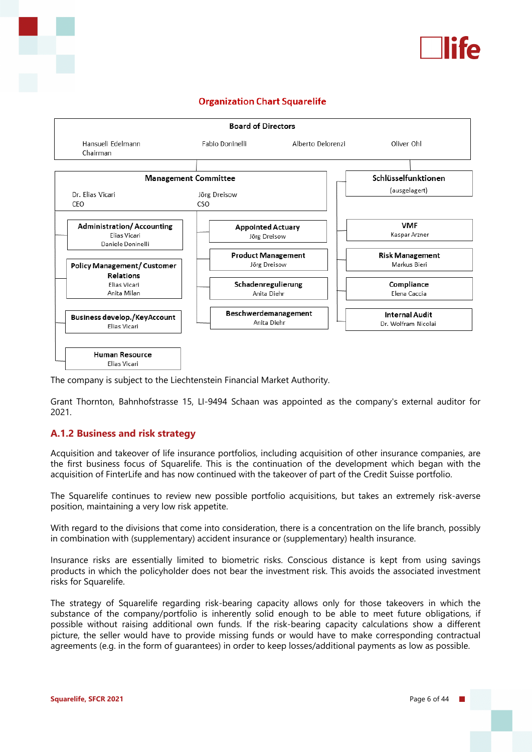**Organization Chart Squarelife**

**Board of Directors**

Hansueli Edelmann, Chairman
Fabio Doninelli
Alberto Delorenzi
Oliver Ohl

**Management Committee**

Dr. Elias Vicari, CEO
Jörg Dreisow, CSO

**Administration/ Accounting**
Elias Vicari
Daniele Doninelli

**Policy Management/ Customer Relations**
Elias Vicari
Anita Milan

**Business develop./KeyAccount**
Elias Vicari

**Human Resource**
Elias Vicari

**Appointed Actuary**
Jörg Dreisow

**Product Management**
Jörg Dreisow

**Schadenregulierung**
Anita Diehr

**Beschwerdemanagement**
Anita Diehr

**Schlüsselfunktionen**
(ausgelagert)

**VMF**
Kaspar Arzner

**Risk Management**
Markus Bieri

**Compliance**
Elena Caccia

**Internal Audit**
Dr. Wolfram Nicolai

The company is subject to the Liechtenstein Financial Market Authority.

Grant Thornton, Bahnhofstrasse 15, LI-9494 Schaan was appointed as the company's external auditor for 2021.

### A.1.2 Business and risk strategy

Acquisition and takeover of life insurance portfolios, including acquisition of other insurance companies, are the first business focus of Squarelife. This is the continuation of the development which began with the acquisition of FinterLife and has now continued with the takeover of part of the Credit Suisse portfolio.

The Squarelife continues to review new possible portfolio acquisitions, but takes an extremely risk-averse position, maintaining a very low risk appetite.

With regard to the divisions that come into consideration, there is a concentration on the life branch, possibly in combination with (supplementary) accident insurance or (supplementary) health insurance.

Insurance risks are essentially limited to biometric risks. Conscious distance is kept from using savings products in which the policyholder does not bear the investment risk. This avoids the associated investment risks for Squarelife.

The strategy of Squarelife regarding risk-bearing capacity allows only for those takeovers in which the substance of the company/portfolio is inherently solid enough to be able to meet future obligations, if possible without raising additional own funds. If the risk-bearing capacity calculations show a different picture, the seller would have to provide missing funds or would have to make corresponding contractual agreements (e.g. in the form of guarantees) in order to keep losses/additional payments as low as possible.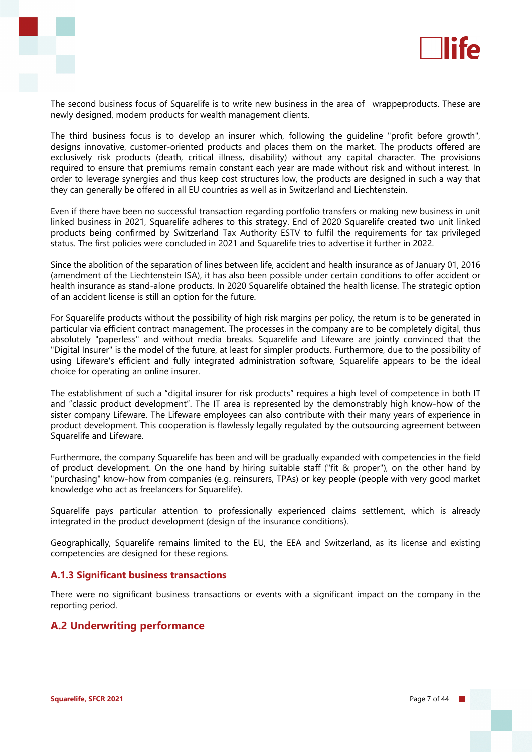The second business focus of Squarelife is to write new business in the area of wrapper products. These are newly designed, modern products for wealth management clients.

The third business focus is to develop an insurer which, following the guideline "profit before growth", designs innovative, customer-oriented products and places them on the market. The products offered are exclusively risk products (death, critical illness, disability) without any capital character. The provisions required to ensure that premiums remain constant each year are made without risk and without interest. In order to leverage synergies and thus keep cost structures low, the products are designed in such a way that they can generally be offered in all EU countries as well as in Switzerland and Liechtenstein.

Even if there have been no successful transaction regarding portfolio transfers or making new business in unit linked business in 2021, Squarelife adheres to this strategy. End of 2020 Squarelife created two unit linked products being confirmed by Switzerland Tax Authority ESTV to fulfil the requirements for tax privileged status. The first policies were concluded in 2021 and Squarelife tries to advertise it further in 2022.

Since the abolition of the separation of lines between life, accident and health insurance as of January 01, 2016 (amendment of the Liechtenstein ISA), it has also been possible under certain conditions to offer accident or health insurance as stand-alone products. In 2020 Squarelife obtained the health license. The strategic option of an accident license is still an option for the future.

For Squarelife products without the possibility of high risk margins per policy, the return is to be generated in particular via efficient contract management. The processes in the company are to be completely digital, thus absolutely "paperless" and without media breaks. Squarelife and Lifeware are jointly convinced that the "Digital Insurer" is the model of the future, at least for simpler products. Furthermore, due to the possibility of using Lifeware's efficient and fully integrated administration software, Squarelife appears to be the ideal choice for operating an online insurer.

The establishment of such a "digital insurer for risk products" requires a high level of competence in both IT and "classic product development". The IT area is represented by the demonstrably high know-how of the sister company Lifeware. The Lifeware employees can also contribute with their many years of experience in product development. This cooperation is flawlessly legally regulated by the outsourcing agreement between Squarelife and Lifeware.

Furthermore, the company Squarelife has been and will be gradually expanded with competencies in the field of product development. On the one hand by hiring suitable staff ("fit & proper"), on the other hand by "purchasing" know-how from companies (e.g. reinsurers, TPAs) or key people (people with very good market knowledge who act as freelancers for Squarelife).

Squarelife pays particular attention to professionally experienced claims settlement, which is already integrated in the product development (design of the insurance conditions).

Geographically, Squarelife remains limited to the EU, the EEA and Switzerland, as its license and existing competencies are designed for these regions.

### A.1.3 Significant business transactions

There were no significant business transactions or events with a significant impact on the company in the reporting period.

## A.2 Underwriting performance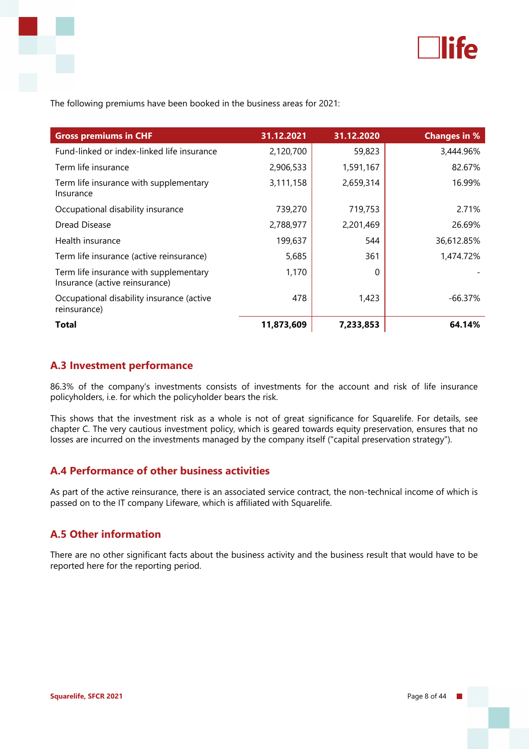The following premiums have been booked in the business areas for 2021:

| Gross premiums in CHF | 31.12.2021 | 31.12.2020 | Changes in % |
|---|---|---|---|
| Fund-linked or index-linked life insurance | 2,120,700 | 59,823 | 3,444.96% |
| Term life insurance | 2,906,533 | 1,591,167 | 82.67% |
| Term life insurance with supplementary Insurance | 3,111,158 | 2,659,314 | 16.99% |
| Occupational disability insurance | 739,270 | 719,753 | 2.71% |
| Dread Disease | 2,788,977 | 2,201,469 | 26.69% |
| Health insurance | 199,637 | 544 | 36,612.85% |
| Term life insurance (active reinsurance) | 5,685 | 361 | 1,474.72% |
| Term life insurance with supplementary Insurance (active reinsurance) | 1,170 | 0 | - |
| Occupational disability insurance (active reinsurance) | 478 | 1,423 | -66.37% |
| **Total** | **11,873,609** | **7,233,853** | **64.14%** |

## A.3 Investment performance

86.3% of the company's investments consists of investments for the account and risk of life insurance policyholders, i.e. for which the policyholder bears the risk.

This shows that the investment risk as a whole is not of great significance for Squarelife. For details, see chapter C. The very cautious investment policy, which is geared towards equity preservation, ensures that no losses are incurred on the investments managed by the company itself ("capital preservation strategy").

## A.4 Performance of other business activities

As part of the active reinsurance, there is an associated service contract, the non-technical income of which is passed on to the IT company Lifeware, which is affiliated with Squarelife.

## A.5 Other information

There are no other significant facts about the business activity and the business result that would have to be reported here for the reporting period.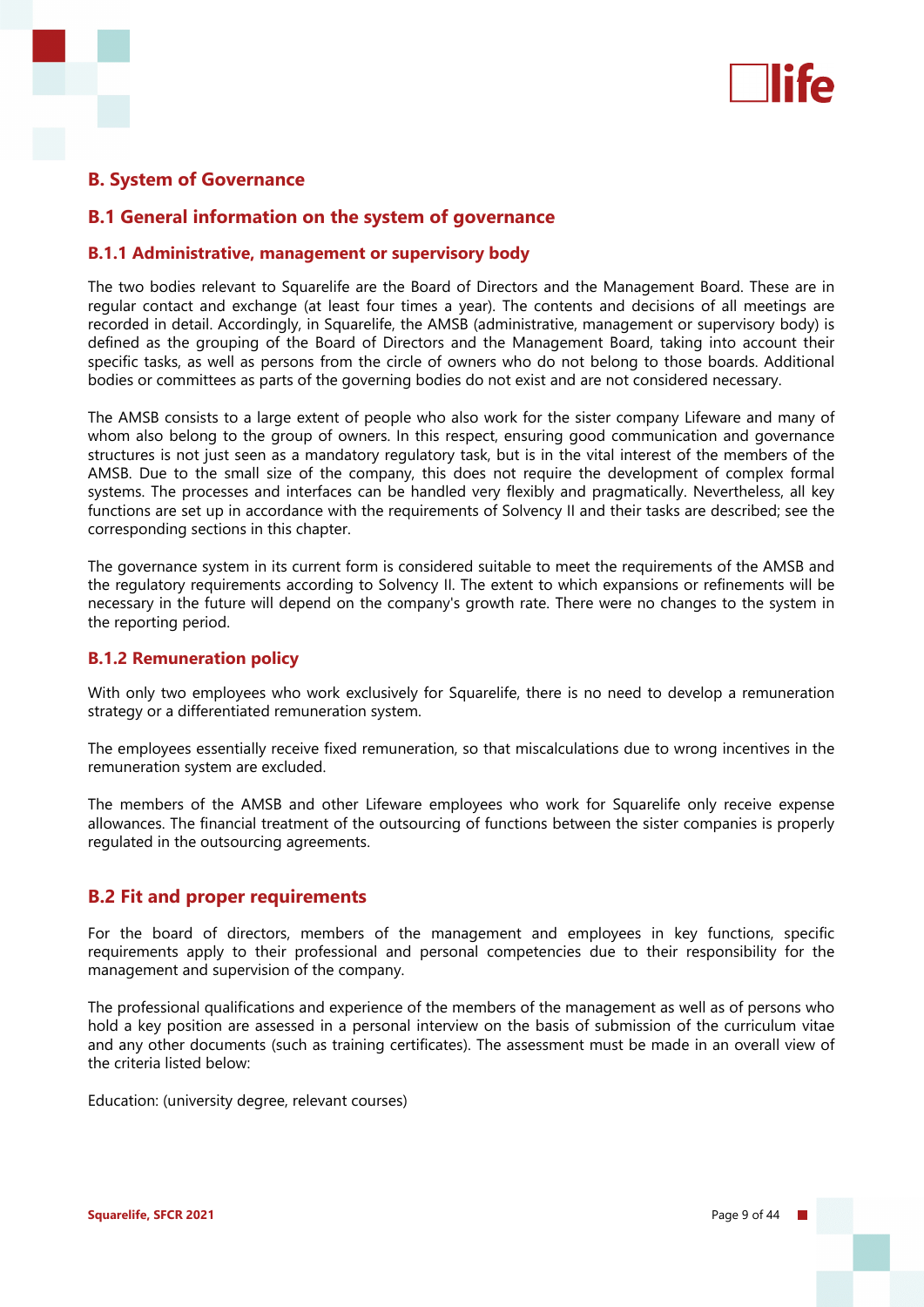# B. System of Governance

## B.1 General information on the system of governance

### B.1.1 Administrative, management or supervisory body

The two bodies relevant to Squarelife are the Board of Directors and the Management Board. These are in regular contact and exchange (at least four times a year). The contents and decisions of all meetings are recorded in detail. Accordingly, in Squarelife, the AMSB (administrative, management or supervisory body) is defined as the grouping of the Board of Directors and the Management Board, taking into account their specific tasks, as well as persons from the circle of owners who do not belong to those boards. Additional bodies or committees as parts of the governing bodies do not exist and are not considered necessary.

The AMSB consists to a large extent of people who also work for the sister company Lifeware and many of whom also belong to the group of owners. In this respect, ensuring good communication and governance structures is not just seen as a mandatory regulatory task, but is in the vital interest of the members of the AMSB. Due to the small size of the company, this does not require the development of complex formal systems. The processes and interfaces can be handled very flexibly and pragmatically. Nevertheless, all key functions are set up in accordance with the requirements of Solvency II and their tasks are described; see the corresponding sections in this chapter.

The governance system in its current form is considered suitable to meet the requirements of the AMSB and the regulatory requirements according to Solvency II. The extent to which expansions or refinements will be necessary in the future will depend on the company's growth rate. There were no changes to the system in the reporting period.

### B.1.2 Remuneration policy

With only two employees who work exclusively for Squarelife, there is no need to develop a remuneration strategy or a differentiated remuneration system.

The employees essentially receive fixed remuneration, so that miscalculations due to wrong incentives in the remuneration system are excluded.

The members of the AMSB and other Lifeware employees who work for Squarelife only receive expense allowances. The financial treatment of the outsourcing of functions between the sister companies is properly regulated in the outsourcing agreements.

## B.2 Fit and proper requirements

For the board of directors, members of the management and employees in key functions, specific requirements apply to their professional and personal competencies due to their responsibility for the management and supervision of the company.

The professional qualifications and experience of the members of the management as well as of persons who hold a key position are assessed in a personal interview on the basis of submission of the curriculum vitae and any other documents (such as training certificates). The assessment must be made in an overall view of the criteria listed below:

Education: (university degree, relevant courses)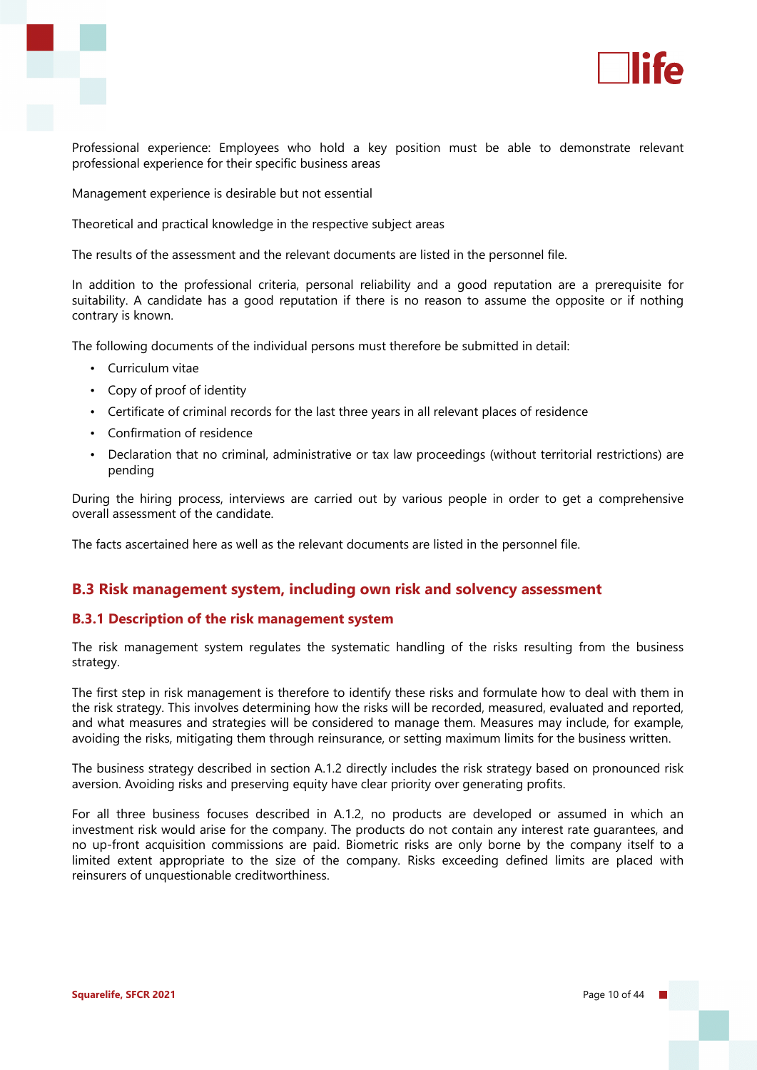Professional experience: Employees who hold a key position must be able to demonstrate relevant professional experience for their specific business areas

Management experience is desirable but not essential

Theoretical and practical knowledge in the respective subject areas

The results of the assessment and the relevant documents are listed in the personnel file.

In addition to the professional criteria, personal reliability and a good reputation are a prerequisite for suitability. A candidate has a good reputation if there is no reason to assume the opposite or if nothing contrary is known.

The following documents of the individual persons must therefore be submitted in detail:

- Curriculum vitae
- Copy of proof of identity
- Certificate of criminal records for the last three years in all relevant places of residence
- Confirmation of residence
- Declaration that no criminal, administrative or tax law proceedings (without territorial restrictions) are pending

During the hiring process, interviews are carried out by various people in order to get a comprehensive overall assessment of the candidate.

The facts ascertained here as well as the relevant documents are listed in the personnel file.

## B.3 Risk management system, including own risk and solvency assessment

### B.3.1 Description of the risk management system

The risk management system regulates the systematic handling of the risks resulting from the business strategy.

The first step in risk management is therefore to identify these risks and formulate how to deal with them in the risk strategy. This involves determining how the risks will be recorded, measured, evaluated and reported, and what measures and strategies will be considered to manage them. Measures may include, for example, avoiding the risks, mitigating them through reinsurance, or setting maximum limits for the business written.

The business strategy described in section A.1.2 directly includes the risk strategy based on pronounced risk aversion. Avoiding risks and preserving equity have clear priority over generating profits.

For all three business focuses described in A.1.2, no products are developed or assumed in which an investment risk would arise for the company. The products do not contain any interest rate guarantees, and no up-front acquisition commissions are paid. Biometric risks are only borne by the company itself to a limited extent appropriate to the size of the company. Risks exceeding defined limits are placed with reinsurers of unquestionable creditworthiness.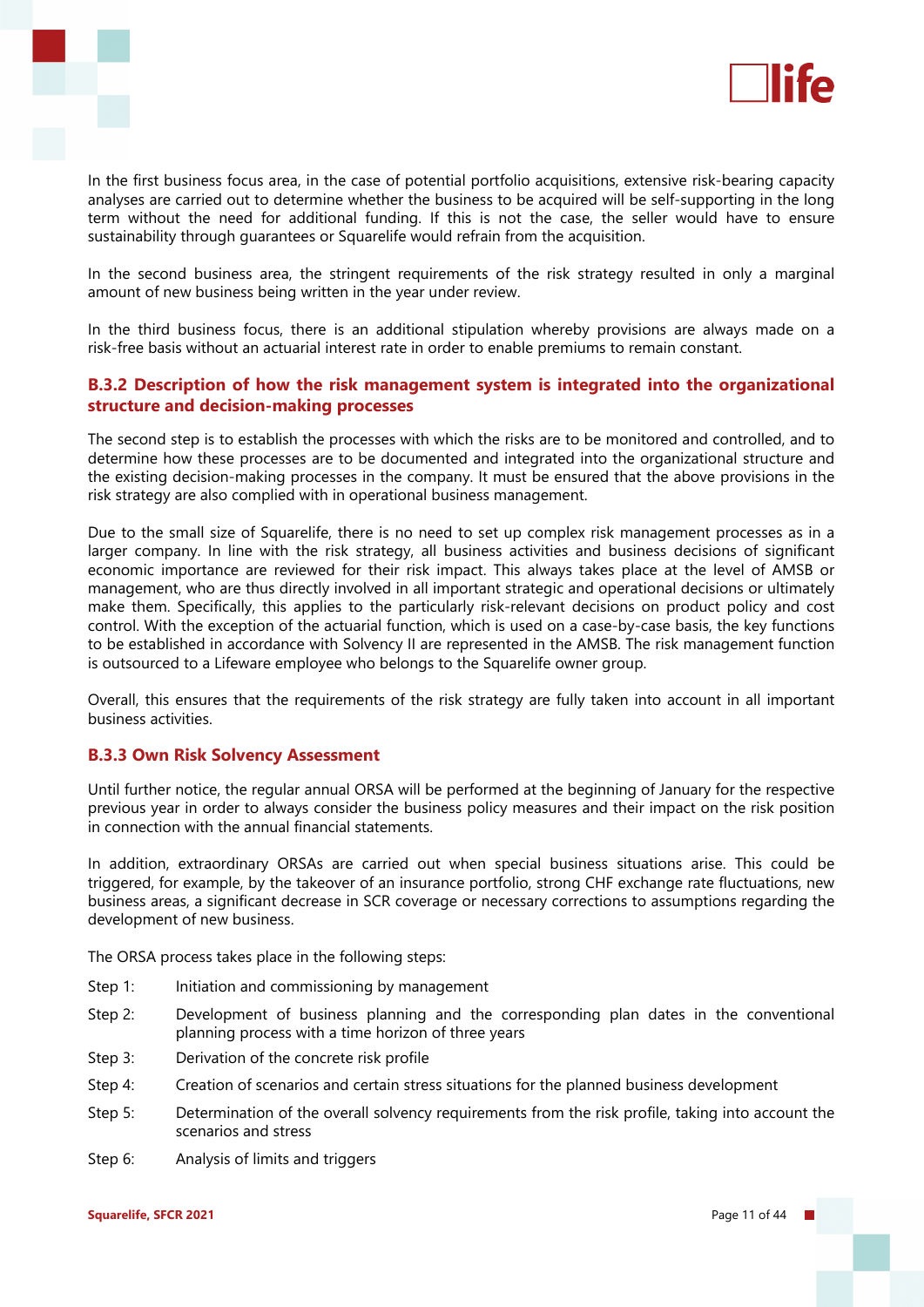In the first business focus area, in the case of potential portfolio acquisitions, extensive risk-bearing capacity analyses are carried out to determine whether the business to be acquired will be self-supporting in the long term without the need for additional funding. If this is not the case, the seller would have to ensure sustainability through guarantees or Squarelife would refrain from the acquisition.

In the second business area, the stringent requirements of the risk strategy resulted in only a marginal amount of new business being written in the year under review.

In the third business focus, there is an additional stipulation whereby provisions are always made on a risk-free basis without an actuarial interest rate in order to enable premiums to remain constant.

### B.3.2 Description of how the risk management system is integrated into the organizational structure and decision-making processes

The second step is to establish the processes with which the risks are to be monitored and controlled, and to determine how these processes are to be documented and integrated into the organizational structure and the existing decision-making processes in the company. It must be ensured that the above provisions in the risk strategy are also complied with in operational business management.

Due to the small size of Squarelife, there is no need to set up complex risk management processes as in a larger company. In line with the risk strategy, all business activities and business decisions of significant economic importance are reviewed for their risk impact. This always takes place at the level of AMSB or management, who are thus directly involved in all important strategic and operational decisions or ultimately make them. Specifically, this applies to the particularly risk-relevant decisions on product policy and cost control. With the exception of the actuarial function, which is used on a case-by-case basis, the key functions to be established in accordance with Solvency II are represented in the AMSB. The risk management function is outsourced to a Lifeware employee who belongs to the Squarelife owner group.

Overall, this ensures that the requirements of the risk strategy are fully taken into account in all important business activities.

### B.3.3 Own Risk Solvency Assessment

Until further notice, the regular annual ORSA will be performed at the beginning of January for the respective previous year in order to always consider the business policy measures and their impact on the risk position in connection with the annual financial statements.

In addition, extraordinary ORSAs are carried out when special business situations arise. This could be triggered, for example, by the takeover of an insurance portfolio, strong CHF exchange rate fluctuations, new business areas, a significant decrease in SCR coverage or necessary corrections to assumptions regarding the development of new business.

The ORSA process takes place in the following steps:

- Step 1: Initiation and commissioning by management
- Step 2: Development of business planning and the corresponding plan dates in the conventional planning process with a time horizon of three years
- Step 3: Derivation of the concrete risk profile
- Step 4: Creation of scenarios and certain stress situations for the planned business development
- Step 5: Determination of the overall solvency requirements from the risk profile, taking into account the scenarios and stress
- Step 6: Analysis of limits and triggers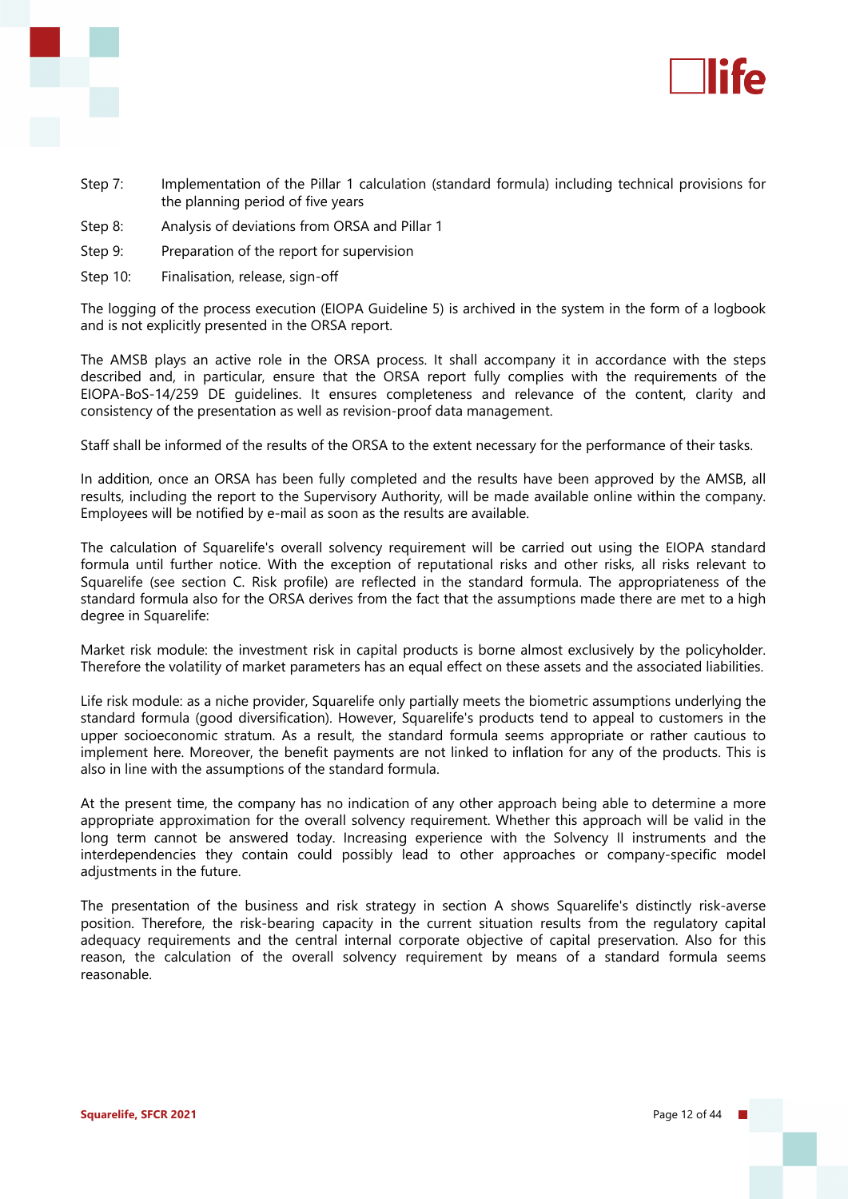Step 7: Implementation of the Pillar 1 calculation (standard formula) including technical provisions for the planning period of five years

Step 8: Analysis of deviations from ORSA and Pillar 1

Step 9: Preparation of the report for supervision

Step 10: Finalisation, release, sign-off

The logging of the process execution (EIOPA Guideline 5) is archived in the system in the form of a logbook and is not explicitly presented in the ORSA report.

The AMSB plays an active role in the ORSA process. It shall accompany it in accordance with the steps described and, in particular, ensure that the ORSA report fully complies with the requirements of the EIOPA-BoS-14/259 DE guidelines. It ensures completeness and relevance of the content, clarity and consistency of the presentation as well as revision-proof data management.

Staff shall be informed of the results of the ORSA to the extent necessary for the performance of their tasks.

In addition, once an ORSA has been fully completed and the results have been approved by the AMSB, all results, including the report to the Supervisory Authority, will be made available online within the company. Employees will be notified by e-mail as soon as the results are available.

The calculation of Squarelife's overall solvency requirement will be carried out using the EIOPA standard formula until further notice. With the exception of reputational risks and other risks, all risks relevant to Squarelife (see section C. Risk profile) are reflected in the standard formula. The appropriateness of the standard formula also for the ORSA derives from the fact that the assumptions made there are met to a high degree in Squarelife:

Market risk module: the investment risk in capital products is borne almost exclusively by the policyholder. Therefore the volatility of market parameters has an equal effect on these assets and the associated liabilities.

Life risk module: as a niche provider, Squarelife only partially meets the biometric assumptions underlying the standard formula (good diversification). However, Squarelife's products tend to appeal to customers in the upper socioeconomic stratum. As a result, the standard formula seems appropriate or rather cautious to implement here. Moreover, the benefit payments are not linked to inflation for any of the products. This is also in line with the assumptions of the standard formula.

At the present time, the company has no indication of any other approach being able to determine a more appropriate approximation for the overall solvency requirement. Whether this approach will be valid in the long term cannot be answered today. Increasing experience with the Solvency II instruments and the interdependencies they contain could possibly lead to other approaches or company-specific model adjustments in the future.

The presentation of the business and risk strategy in section A shows Squarelife's distinctly risk-averse position. Therefore, the risk-bearing capacity in the current situation results from the regulatory capital adequacy requirements and the central internal corporate objective of capital preservation. Also for this reason, the calculation of the overall solvency requirement by means of a standard formula seems reasonable.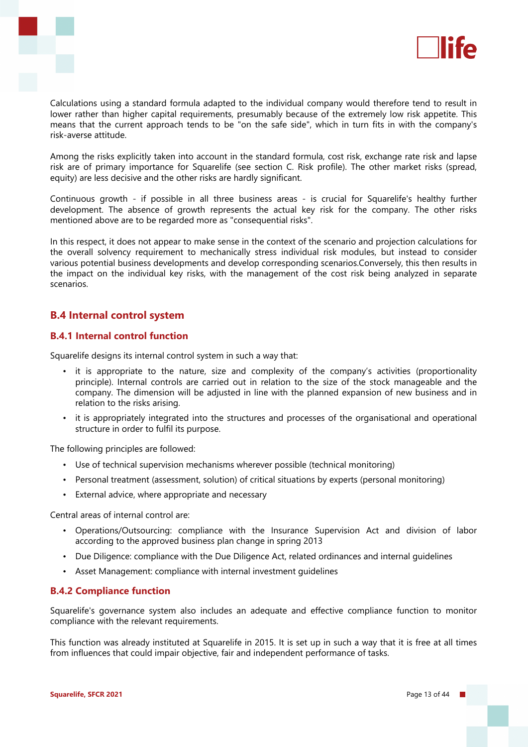Calculations using a standard formula adapted to the individual company would therefore tend to result in lower rather than higher capital requirements, presumably because of the extremely low risk appetite. This means that the current approach tends to be "on the safe side", which in turn fits in with the company's risk-averse attitude.

Among the risks explicitly taken into account in the standard formula, cost risk, exchange rate risk and lapse risk are of primary importance for Squarelife (see section C. Risk profile). The other market risks (spread, equity) are less decisive and the other risks are hardly significant.

Continuous growth - if possible in all three business areas - is crucial for Squarelife's healthy further development. The absence of growth represents the actual key risk for the company. The other risks mentioned above are to be regarded more as "consequential risks".

In this respect, it does not appear to make sense in the context of the scenario and projection calculations for the overall solvency requirement to mechanically stress individual risk modules, but instead to consider various potential business developments and develop corresponding scenarios.Conversely, this then results in the impact on the individual key risks, with the management of the cost risk being analyzed in separate scenarios.

## B.4 Internal control system

### B.4.1 Internal control function

Squarelife designs its internal control system in such a way that:

- it is appropriate to the nature, size and complexity of the company's activities (proportionality principle). Internal controls are carried out in relation to the size of the stock manageable and the company. The dimension will be adjusted in line with the planned expansion of new business and in relation to the risks arising.
- it is appropriately integrated into the structures and processes of the organisational and operational structure in order to fulfil its purpose.

The following principles are followed:

- Use of technical supervision mechanisms wherever possible (technical monitoring)
- Personal treatment (assessment, solution) of critical situations by experts (personal monitoring)
- External advice, where appropriate and necessary

Central areas of internal control are:

- Operations/Outsourcing: compliance with the Insurance Supervision Act and division of labor according to the approved business plan change in spring 2013
- Due Diligence: compliance with the Due Diligence Act, related ordinances and internal guidelines
- Asset Management: compliance with internal investment guidelines

### B.4.2 Compliance function

Squarelife's governance system also includes an adequate and effective compliance function to monitor compliance with the relevant requirements.

This function was already instituted at Squarelife in 2015. It is set up in such a way that it is free at all times from influences that could impair objective, fair and independent performance of tasks.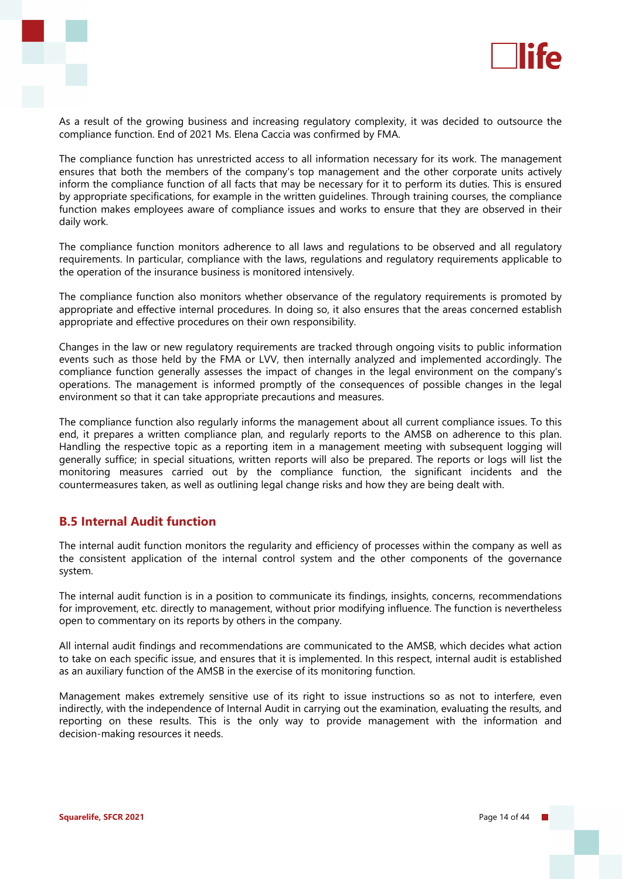As a result of the growing business and increasing regulatory complexity, it was decided to outsource the compliance function. End of 2021 Ms. Elena Caccia was confirmed by FMA.

The compliance function has unrestricted access to all information necessary for its work. The management ensures that both the members of the company's top management and the other corporate units actively inform the compliance function of all facts that may be necessary for it to perform its duties. This is ensured by appropriate specifications, for example in the written guidelines. Through training courses, the compliance function makes employees aware of compliance issues and works to ensure that they are observed in their daily work.

The compliance function monitors adherence to all laws and regulations to be observed and all regulatory requirements. In particular, compliance with the laws, regulations and regulatory requirements applicable to the operation of the insurance business is monitored intensively.

The compliance function also monitors whether observance of the regulatory requirements is promoted by appropriate and effective internal procedures. In doing so, it also ensures that the areas concerned establish appropriate and effective procedures on their own responsibility.

Changes in the law or new regulatory requirements are tracked through ongoing visits to public information events such as those held by the FMA or LVV, then internally analyzed and implemented accordingly. The compliance function generally assesses the impact of changes in the legal environment on the company's operations. The management is informed promptly of the consequences of possible changes in the legal environment so that it can take appropriate precautions and measures.

The compliance function also regularly informs the management about all current compliance issues. To this end, it prepares a written compliance plan, and regularly reports to the AMSB on adherence to this plan. Handling the respective topic as a reporting item in a management meeting with subsequent logging will generally suffice; in special situations, written reports will also be prepared. The reports or logs will list the monitoring measures carried out by the compliance function, the significant incidents and the countermeasures taken, as well as outlining legal change risks and how they are being dealt with.

## B.5 Internal Audit function

The internal audit function monitors the regularity and efficiency of processes within the company as well as the consistent application of the internal control system and the other components of the governance system.

The internal audit function is in a position to communicate its findings, insights, concerns, recommendations for improvement, etc. directly to management, without prior modifying influence. The function is nevertheless open to commentary on its reports by others in the company.

All internal audit findings and recommendations are communicated to the AMSB, which decides what action to take on each specific issue, and ensures that it is implemented. In this respect, internal audit is established as an auxiliary function of the AMSB in the exercise of its monitoring function.

Management makes extremely sensitive use of its right to issue instructions so as not to interfere, even indirectly, with the independence of Internal Audit in carrying out the examination, evaluating the results, and reporting on these results. This is the only way to provide management with the information and decision-making resources it needs.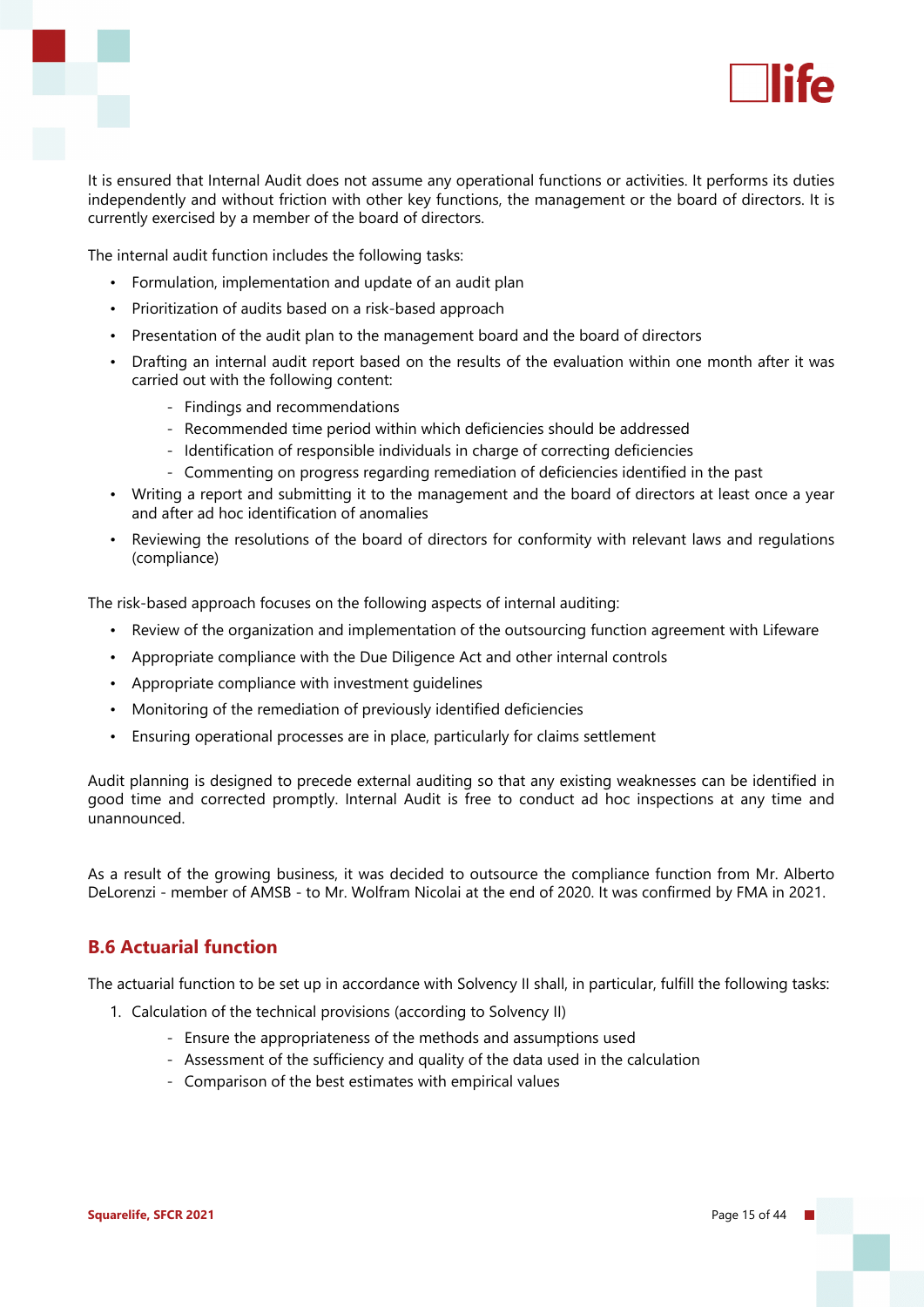It is ensured that Internal Audit does not assume any operational functions or activities. It performs its duties independently and without friction with other key functions, the management or the board of directors. It is currently exercised by a member of the board of directors.

The internal audit function includes the following tasks:

- Formulation, implementation and update of an audit plan
- Prioritization of audits based on a risk-based approach
- Presentation of the audit plan to the management board and the board of directors
- Drafting an internal audit report based on the results of the evaluation within one month after it was carried out with the following content:
    - Findings and recommendations
    - Recommended time period within which deficiencies should be addressed
    - Identification of responsible individuals in charge of correcting deficiencies
    - Commenting on progress regarding remediation of deficiencies identified in the past
- Writing a report and submitting it to the management and the board of directors at least once a year and after ad hoc identification of anomalies
- Reviewing the resolutions of the board of directors for conformity with relevant laws and regulations (compliance)

The risk-based approach focuses on the following aspects of internal auditing:

- Review of the organization and implementation of the outsourcing function agreement with Lifeware
- Appropriate compliance with the Due Diligence Act and other internal controls
- Appropriate compliance with investment guidelines
- Monitoring of the remediation of previously identified deficiencies
- Ensuring operational processes are in place, particularly for claims settlement

Audit planning is designed to precede external auditing so that any existing weaknesses can be identified in good time and corrected promptly. Internal Audit is free to conduct ad hoc inspections at any time and unannounced.

As a result of the growing business, it was decided to outsource the compliance function from Mr. Alberto DeLorenzi - member of AMSB - to Mr. Wolfram Nicolai at the end of 2020. It was confirmed by FMA in 2021.

## B.6 Actuarial function

The actuarial function to be set up in accordance with Solvency II shall, in particular, fulfill the following tasks:

1. Calculation of the technical provisions (according to Solvency II)
    - Ensure the appropriateness of the methods and assumptions used
    - Assessment of the sufficiency and quality of the data used in the calculation
    - Comparison of the best estimates with empirical values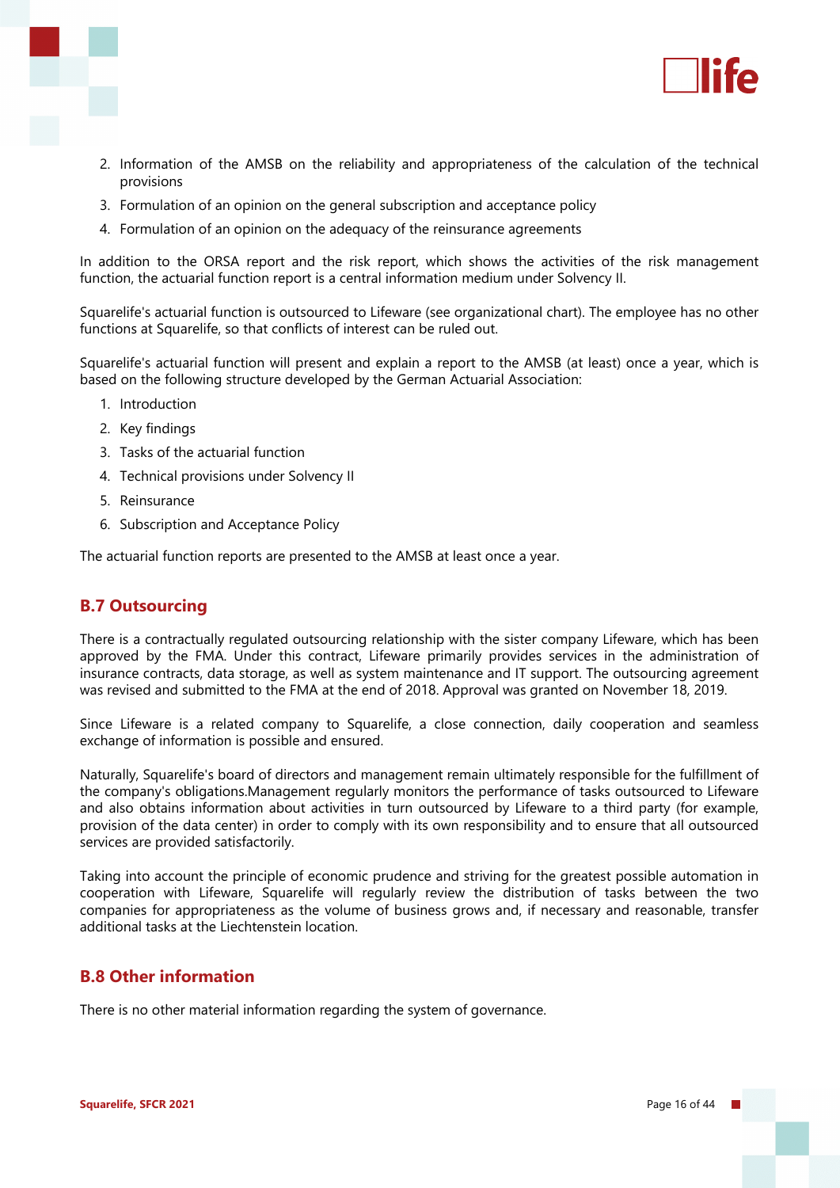2. Information of the AMSB on the reliability and appropriateness of the calculation of the technical provisions
3. Formulation of an opinion on the general subscription and acceptance policy
4. Formulation of an opinion on the adequacy of the reinsurance agreements

In addition to the ORSA report and the risk report, which shows the activities of the risk management function, the actuarial function report is a central information medium under Solvency II.

Squarelife's actuarial function is outsourced to Lifeware (see organizational chart). The employee has no other functions at Squarelife, so that conflicts of interest can be ruled out.

Squarelife's actuarial function will present and explain a report to the AMSB (at least) once a year, which is based on the following structure developed by the German Actuarial Association:

1. Introduction
2. Key findings
3. Tasks of the actuarial function
4. Technical provisions under Solvency II
5. Reinsurance
6. Subscription and Acceptance Policy

The actuarial function reports are presented to the AMSB at least once a year.

## B.7 Outsourcing

There is a contractually regulated outsourcing relationship with the sister company Lifeware, which has been approved by the FMA. Under this contract, Lifeware primarily provides services in the administration of insurance contracts, data storage, as well as system maintenance and IT support. The outsourcing agreement was revised and submitted to the FMA at the end of 2018. Approval was granted on November 18, 2019.

Since Lifeware is a related company to Squarelife, a close connection, daily cooperation and seamless exchange of information is possible and ensured.

Naturally, Squarelife's board of directors and management remain ultimately responsible for the fulfillment of the company's obligations.Management regularly monitors the performance of tasks outsourced to Lifeware and also obtains information about activities in turn outsourced by Lifeware to a third party (for example, provision of the data center) in order to comply with its own responsibility and to ensure that all outsourced services are provided satisfactorily.

Taking into account the principle of economic prudence and striving for the greatest possible automation in cooperation with Lifeware, Squarelife will regularly review the distribution of tasks between the two companies for appropriateness as the volume of business grows and, if necessary and reasonable, transfer additional tasks at the Liechtenstein location.

## B.8 Other information

There is no other material information regarding the system of governance.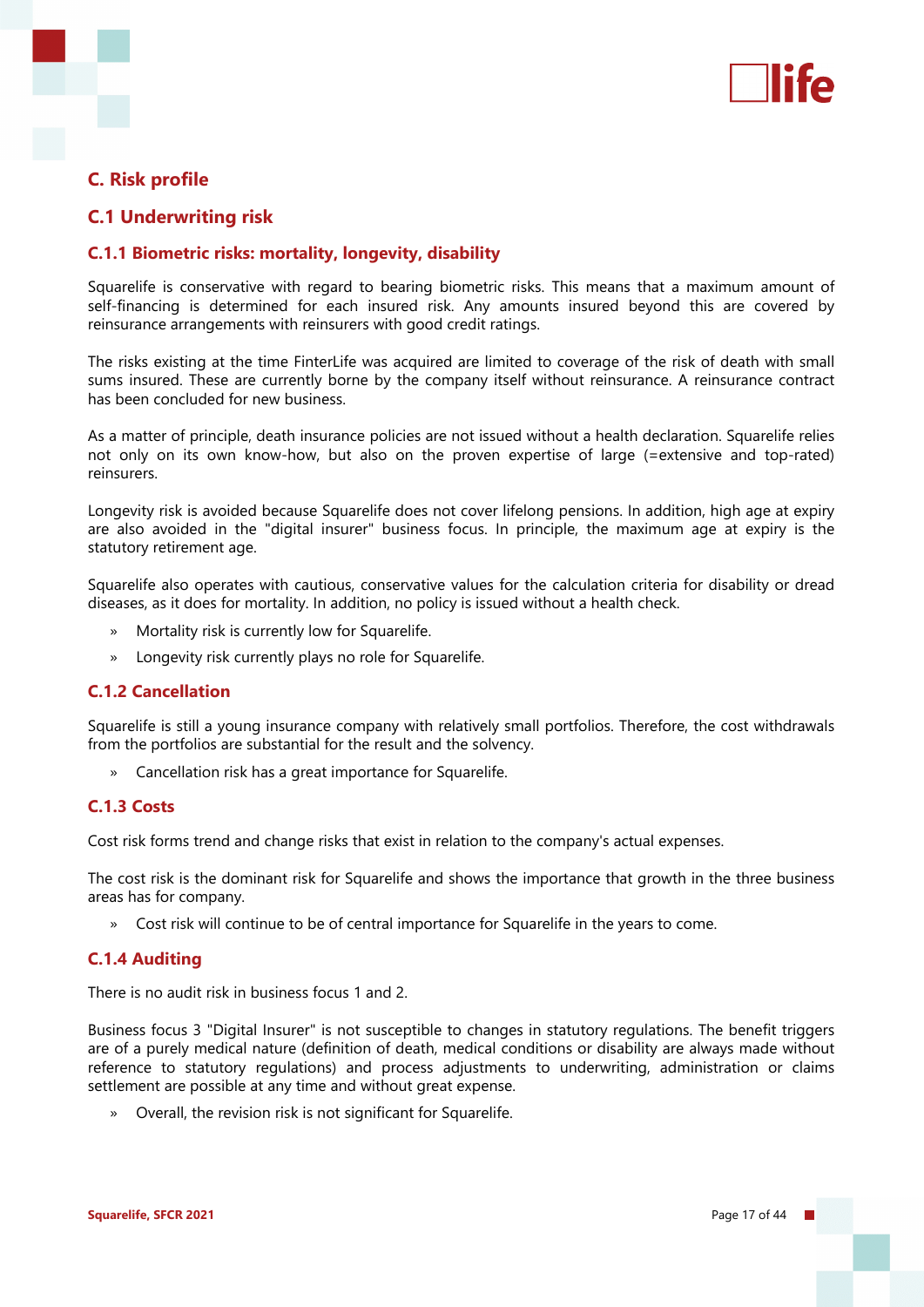# C. Risk profile

## C.1 Underwriting risk

### C.1.1 Biometric risks: mortality, longevity, disability

Squarelife is conservative with regard to bearing biometric risks. This means that a maximum amount of self-financing is determined for each insured risk. Any amounts insured beyond this are covered by reinsurance arrangements with reinsurers with good credit ratings.

The risks existing at the time FinterLife was acquired are limited to coverage of the risk of death with small sums insured. These are currently borne by the company itself without reinsurance. A reinsurance contract has been concluded for new business.

As a matter of principle, death insurance policies are not issued without a health declaration. Squarelife relies not only on its own know-how, but also on the proven expertise of large (=extensive and top-rated) reinsurers.

Longevity risk is avoided because Squarelife does not cover lifelong pensions. In addition, high age at expiry are also avoided in the "digital insurer" business focus. In principle, the maximum age at expiry is the statutory retirement age.

Squarelife also operates with cautious, conservative values for the calculation criteria for disability or dread diseases, as it does for mortality. In addition, no policy is issued without a health check.

- Mortality risk is currently low for Squarelife.
- Longevity risk currently plays no role for Squarelife.

### C.1.2 Cancellation

Squarelife is still a young insurance company with relatively small portfolios. Therefore, the cost withdrawals from the portfolios are substantial for the result and the solvency.

- Cancellation risk has a great importance for Squarelife.

### C.1.3 Costs

Cost risk forms trend and change risks that exist in relation to the company's actual expenses.

The cost risk is the dominant risk for Squarelife and shows the importance that growth in the three business areas has for company.

- Cost risk will continue to be of central importance for Squarelife in the years to come.

### C.1.4 Auditing

There is no audit risk in business focus 1 and 2.

Business focus 3 "Digital Insurer" is not susceptible to changes in statutory regulations. The benefit triggers are of a purely medical nature (definition of death, medical conditions or disability are always made without reference to statutory regulations) and process adjustments to underwriting, administration or claims settlement are possible at any time and without great expense.

- Overall, the revision risk is not significant for Squarelife.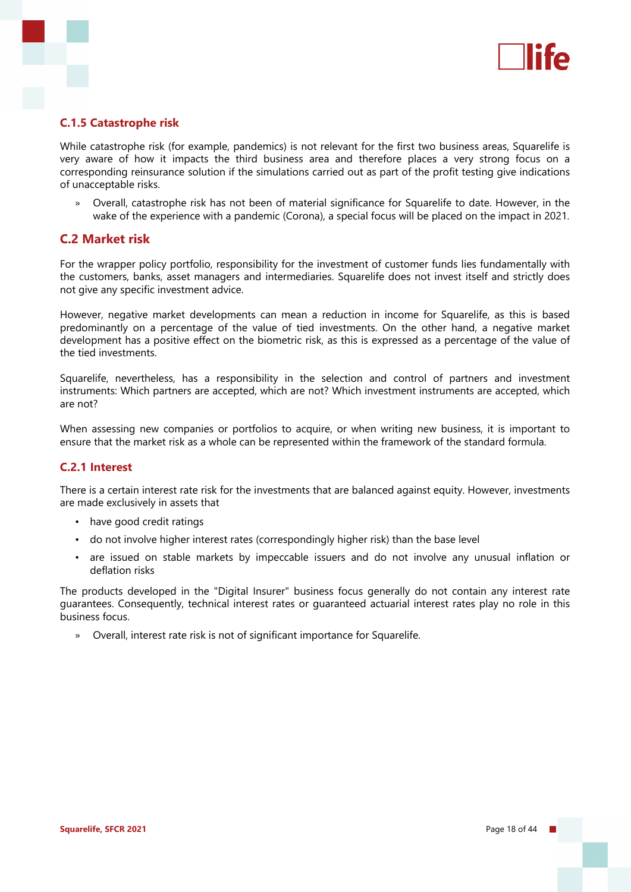### C.1.5 Catastrophe risk

While catastrophe risk (for example, pandemics) is not relevant for the first two business areas, Squarelife is very aware of how it impacts the third business area and therefore places a very strong focus on a corresponding reinsurance solution if the simulations carried out as part of the profit testing give indications of unacceptable risks.

» Overall, catastrophe risk has not been of material significance for Squarelife to date. However, in the wake of the experience with a pandemic (Corona), a special focus will be placed on the impact in 2021.

## C.2 Market risk

For the wrapper policy portfolio, responsibility for the investment of customer funds lies fundamentally with the customers, banks, asset managers and intermediaries. Squarelife does not invest itself and strictly does not give any specific investment advice.

However, negative market developments can mean a reduction in income for Squarelife, as this is based predominantly on a percentage of the value of tied investments. On the other hand, a negative market development has a positive effect on the biometric risk, as this is expressed as a percentage of the value of the tied investments.

Squarelife, nevertheless, has a responsibility in the selection and control of partners and investment instruments: Which partners are accepted, which are not? Which investment instruments are accepted, which are not?

When assessing new companies or portfolios to acquire, or when writing new business, it is important to ensure that the market risk as a whole can be represented within the framework of the standard formula.

### C.2.1 Interest

There is a certain interest rate risk for the investments that are balanced against equity. However, investments are made exclusively in assets that

- have good credit ratings
- do not involve higher interest rates (correspondingly higher risk) than the base level
- are issued on stable markets by impeccable issuers and do not involve any unusual inflation or deflation risks

The products developed in the "Digital Insurer" business focus generally do not contain any interest rate guarantees. Consequently, technical interest rates or guaranteed actuarial interest rates play no role in this business focus.

» Overall, interest rate risk is not of significant importance for Squarelife.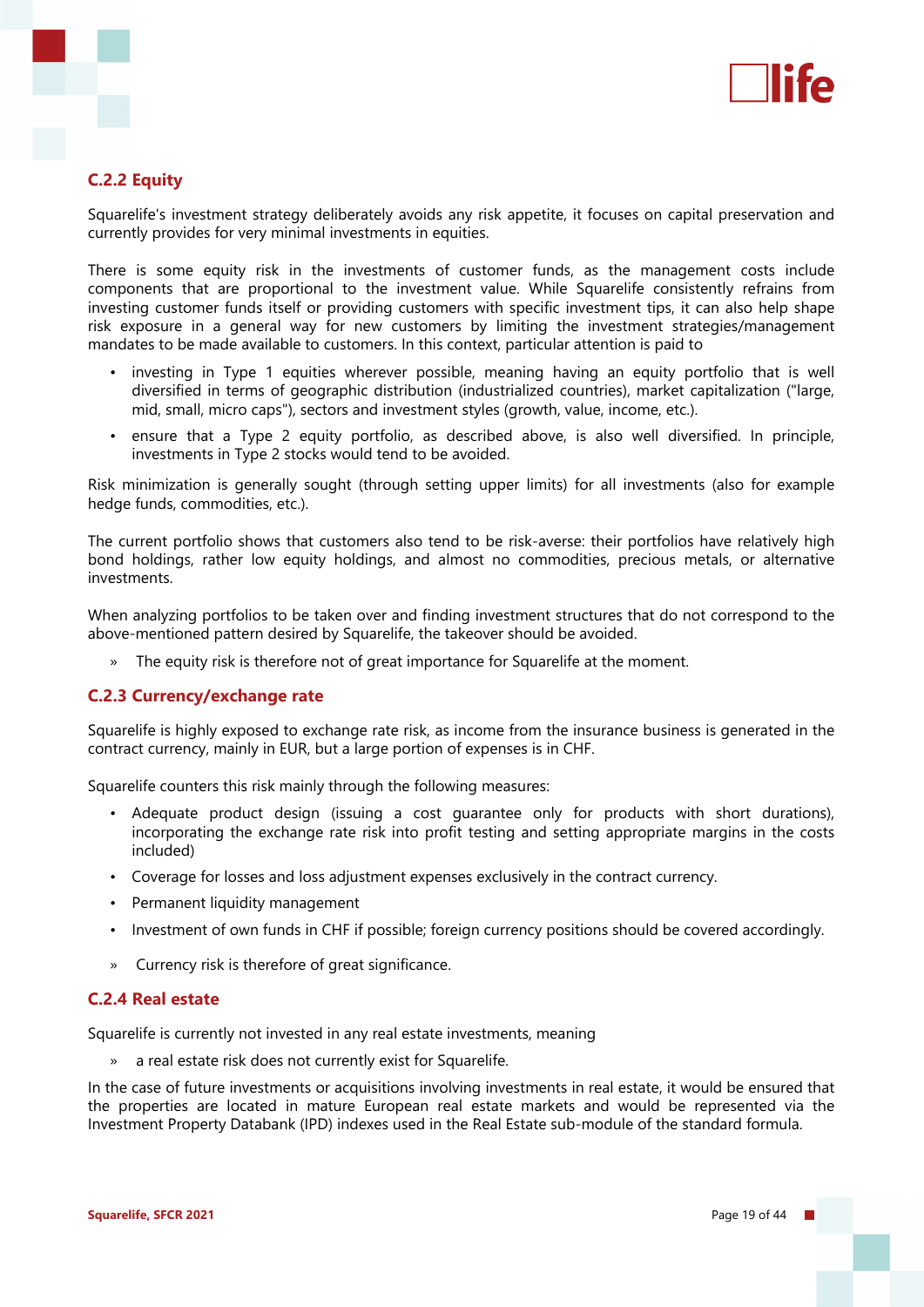### C.2.2 Equity

Squarelife's investment strategy deliberately avoids any risk appetite, it focuses on capital preservation and currently provides for very minimal investments in equities.

There is some equity risk in the investments of customer funds, as the management costs include components that are proportional to the investment value. While Squarelife consistently refrains from investing customer funds itself or providing customers with specific investment tips, it can also help shape risk exposure in a general way for new customers by limiting the investment strategies/management mandates to be made available to customers. In this context, particular attention is paid to

- investing in Type 1 equities wherever possible, meaning having an equity portfolio that is well diversified in terms of geographic distribution (industrialized countries), market capitalization ("large, mid, small, micro caps"), sectors and investment styles (growth, value, income, etc.).
- ensure that a Type 2 equity portfolio, as described above, is also well diversified. In principle, investments in Type 2 stocks would tend to be avoided.

Risk minimization is generally sought (through setting upper limits) for all investments (also for example hedge funds, commodities, etc.).

The current portfolio shows that customers also tend to be risk-averse: their portfolios have relatively high bond holdings, rather low equity holdings, and almost no commodities, precious metals, or alternative investments.

When analyzing portfolios to be taken over and finding investment structures that do not correspond to the above-mentioned pattern desired by Squarelife, the takeover should be avoided.

» The equity risk is therefore not of great importance for Squarelife at the moment.

### C.2.3 Currency/exchange rate

Squarelife is highly exposed to exchange rate risk, as income from the insurance business is generated in the contract currency, mainly in EUR, but a large portion of expenses is in CHF.

Squarelife counters this risk mainly through the following measures:

- Adequate product design (issuing a cost guarantee only for products with short durations), incorporating the exchange rate risk into profit testing and setting appropriate margins in the costs included)
- Coverage for losses and loss adjustment expenses exclusively in the contract currency.
- Permanent liquidity management
- Investment of own funds in CHF if possible; foreign currency positions should be covered accordingly.

» Currency risk is therefore of great significance.

### C.2.4 Real estate

Squarelife is currently not invested in any real estate investments, meaning

» a real estate risk does not currently exist for Squarelife.

In the case of future investments or acquisitions involving investments in real estate, it would be ensured that the properties are located in mature European real estate markets and would be represented via the Investment Property Databank (IPD) indexes used in the Real Estate sub-module of the standard formula.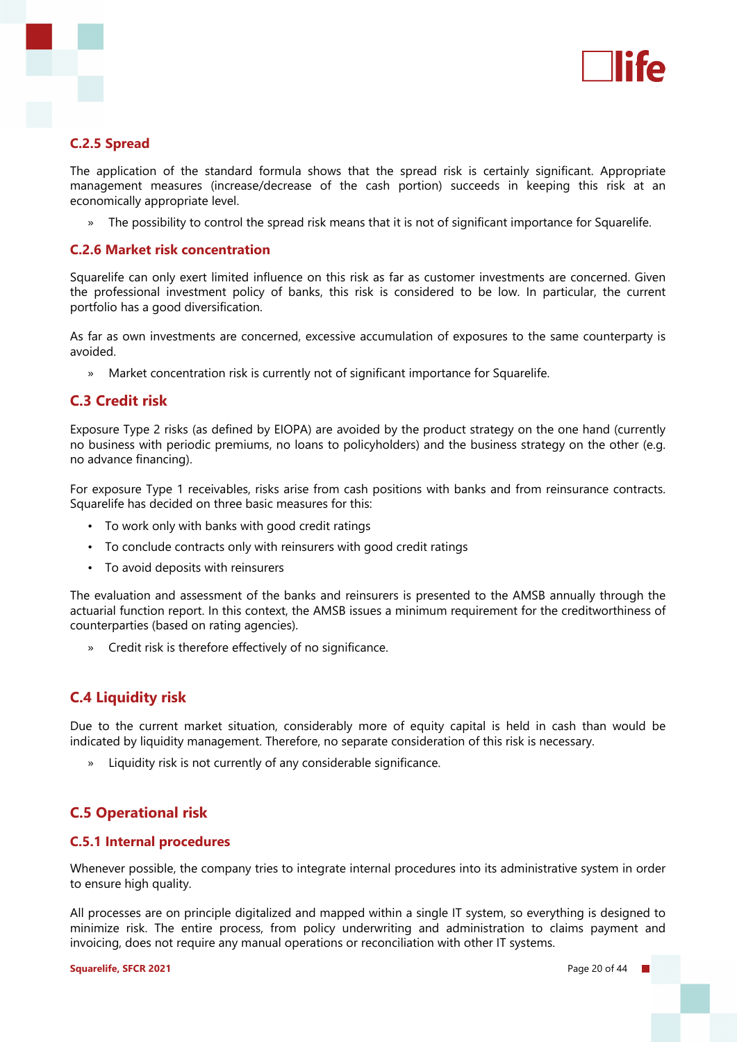### C.2.5 Spread

The application of the standard formula shows that the spread risk is certainly significant. Appropriate management measures (increase/decrease of the cash portion) succeeds in keeping this risk at an economically appropriate level.

» The possibility to control the spread risk means that it is not of significant importance for Squarelife.

### C.2.6 Market risk concentration

Squarelife can only exert limited influence on this risk as far as customer investments are concerned. Given the professional investment policy of banks, this risk is considered to be low. In particular, the current portfolio has a good diversification.

As far as own investments are concerned, excessive accumulation of exposures to the same counterparty is avoided.

» Market concentration risk is currently not of significant importance for Squarelife.

## C.3 Credit risk

Exposure Type 2 risks (as defined by EIOPA) are avoided by the product strategy on the one hand (currently no business with periodic premiums, no loans to policyholders) and the business strategy on the other (e.g. no advance financing).

For exposure Type 1 receivables, risks arise from cash positions with banks and from reinsurance contracts. Squarelife has decided on three basic measures for this:

- To work only with banks with good credit ratings
- To conclude contracts only with reinsurers with good credit ratings
- To avoid deposits with reinsurers

The evaluation and assessment of the banks and reinsurers is presented to the AMSB annually through the actuarial function report. In this context, the AMSB issues a minimum requirement for the creditworthiness of counterparties (based on rating agencies).

» Credit risk is therefore effectively of no significance.

## C.4 Liquidity risk

Due to the current market situation, considerably more of equity capital is held in cash than would be indicated by liquidity management. Therefore, no separate consideration of this risk is necessary.

» Liquidity risk is not currently of any considerable significance.

## C.5 Operational risk

### C.5.1 Internal procedures

Whenever possible, the company tries to integrate internal procedures into its administrative system in order to ensure high quality.

All processes are on principle digitalized and mapped within a single IT system, so everything is designed to minimize risk. The entire process, from policy underwriting and administration to claims payment and invoicing, does not require any manual operations or reconciliation with other IT systems.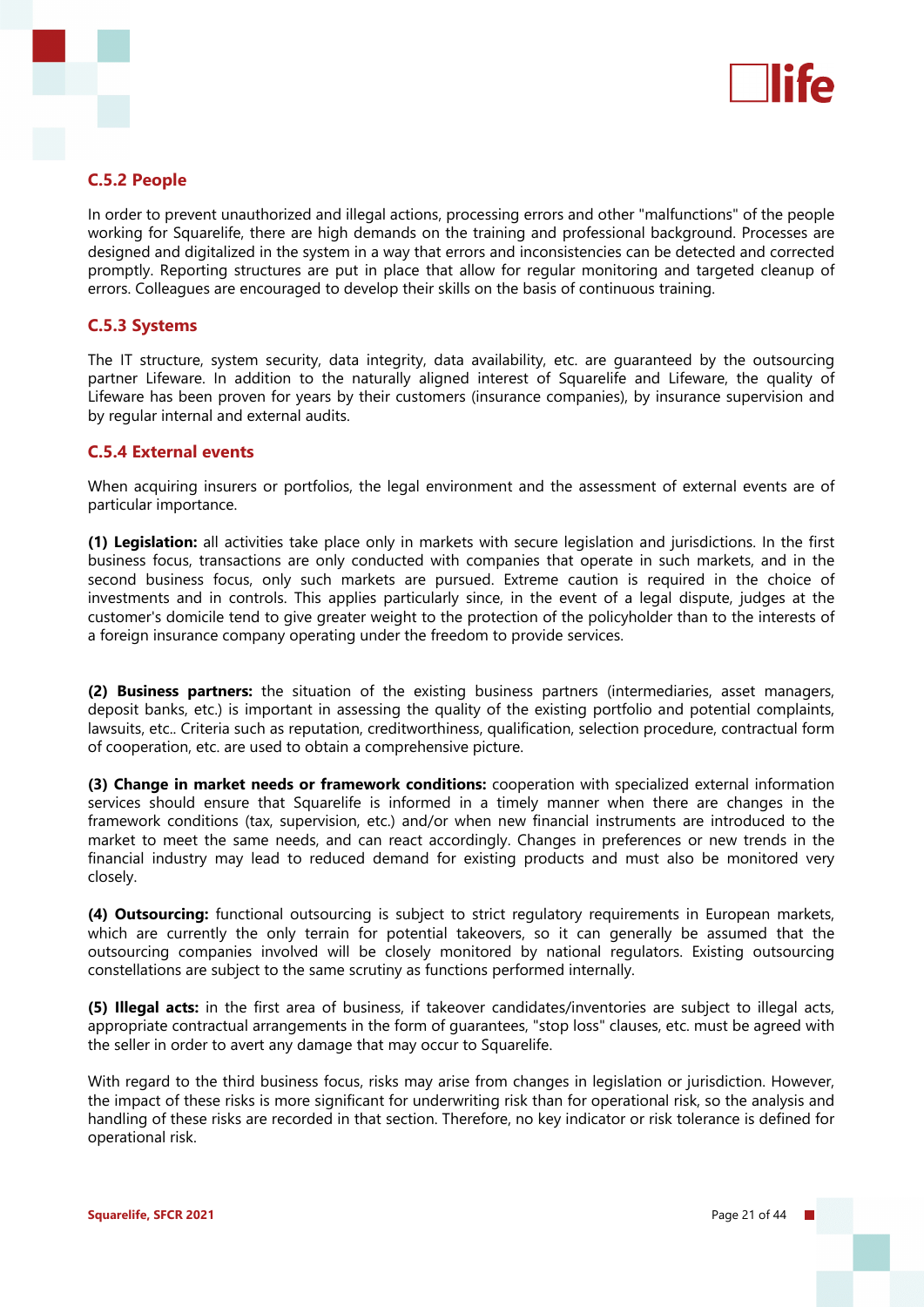### C.5.2 People

In order to prevent unauthorized and illegal actions, processing errors and other "malfunctions" of the people working for Squarelife, there are high demands on the training and professional background. Processes are designed and digitalized in the system in a way that errors and inconsistencies can be detected and corrected promptly. Reporting structures are put in place that allow for regular monitoring and targeted cleanup of errors. Colleagues are encouraged to develop their skills on the basis of continuous training.

### C.5.3 Systems

The IT structure, system security, data integrity, data availability, etc. are guaranteed by the outsourcing partner Lifeware. In addition to the naturally aligned interest of Squarelife and Lifeware, the quality of Lifeware has been proven for years by their customers (insurance companies), by insurance supervision and by regular internal and external audits.

### C.5.4 External events

When acquiring insurers or portfolios, the legal environment and the assessment of external events are of particular importance.

**(1) Legislation:** all activities take place only in markets with secure legislation and jurisdictions. In the first business focus, transactions are only conducted with companies that operate in such markets, and in the second business focus, only such markets are pursued. Extreme caution is required in the choice of investments and in controls. This applies particularly since, in the event of a legal dispute, judges at the customer's domicile tend to give greater weight to the protection of the policyholder than to the interests of a foreign insurance company operating under the freedom to provide services.

**(2) Business partners:** the situation of the existing business partners (intermediaries, asset managers, deposit banks, etc.) is important in assessing the quality of the existing portfolio and potential complaints, lawsuits, etc.. Criteria such as reputation, creditworthiness, qualification, selection procedure, contractual form of cooperation, etc. are used to obtain a comprehensive picture.

**(3) Change in market needs or framework conditions:** cooperation with specialized external information services should ensure that Squarelife is informed in a timely manner when there are changes in the framework conditions (tax, supervision, etc.) and/or when new financial instruments are introduced to the market to meet the same needs, and can react accordingly. Changes in preferences or new trends in the financial industry may lead to reduced demand for existing products and must also be monitored very closely.

**(4) Outsourcing:** functional outsourcing is subject to strict regulatory requirements in European markets, which are currently the only terrain for potential takeovers, so it can generally be assumed that the outsourcing companies involved will be closely monitored by national regulators. Existing outsourcing constellations are subject to the same scrutiny as functions performed internally.

**(5) Illegal acts:** in the first area of business, if takeover candidates/inventories are subject to illegal acts, appropriate contractual arrangements in the form of guarantees, "stop loss" clauses, etc. must be agreed with the seller in order to avert any damage that may occur to Squarelife.

With regard to the third business focus, risks may arise from changes in legislation or jurisdiction. However, the impact of these risks is more significant for underwriting risk than for operational risk, so the analysis and handling of these risks are recorded in that section. Therefore, no key indicator or risk tolerance is defined for operational risk.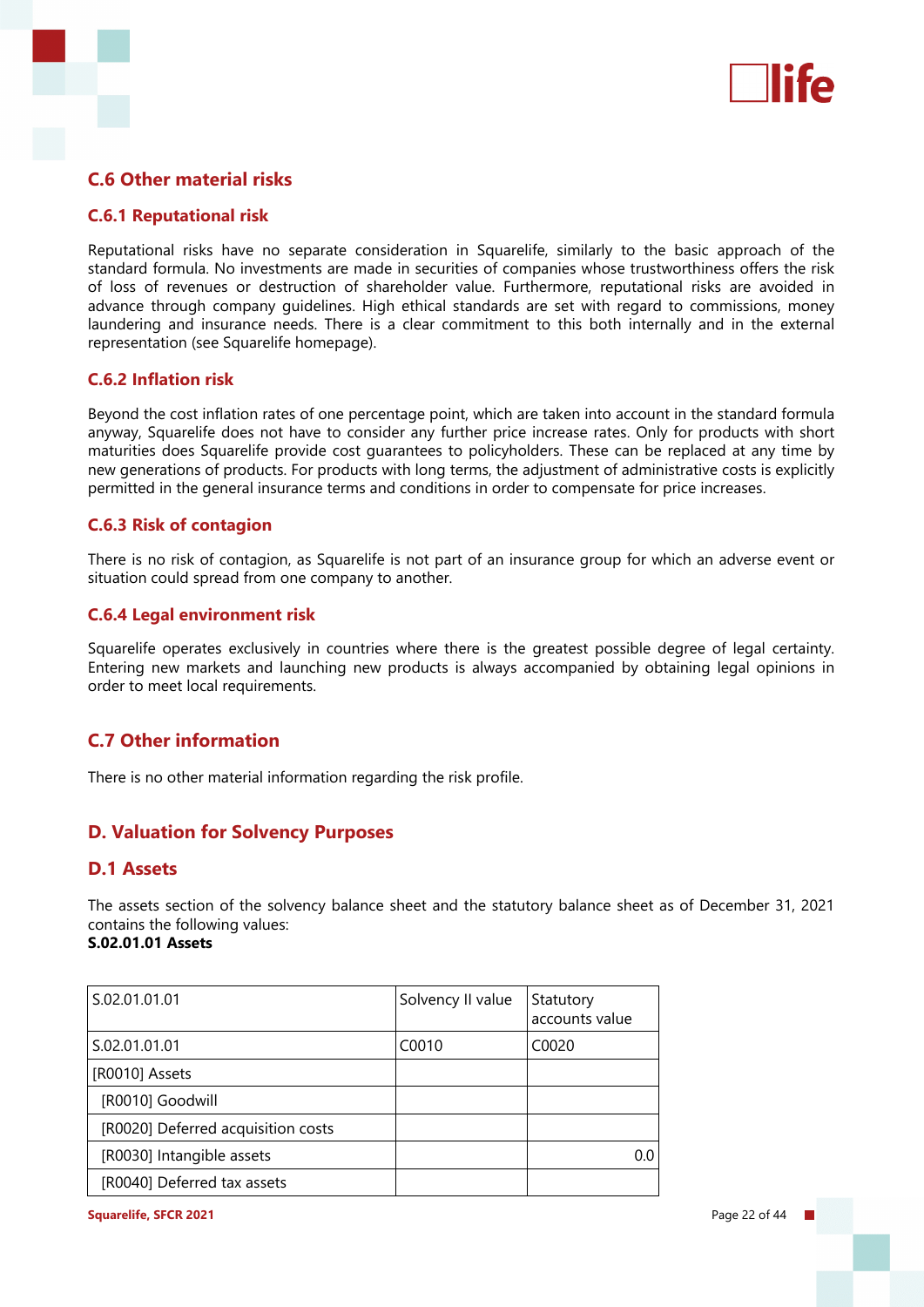## C.6 Other material risks

### C.6.1 Reputational risk

Reputational risks have no separate consideration in Squarelife, similarly to the basic approach of the standard formula. No investments are made in securities of companies whose trustworthiness offers the risk of loss of revenues or destruction of shareholder value. Furthermore, reputational risks are avoided in advance through company guidelines. High ethical standards are set with regard to commissions, money laundering and insurance needs. There is a clear commitment to this both internally and in the external representation (see Squarelife homepage).

### C.6.2 Inflation risk

Beyond the cost inflation rates of one percentage point, which are taken into account in the standard formula anyway, Squarelife does not have to consider any further price increase rates. Only for products with short maturities does Squarelife provide cost guarantees to policyholders. These can be replaced at any time by new generations of products. For products with long terms, the adjustment of administrative costs is explicitly permitted in the general insurance terms and conditions in order to compensate for price increases.

### C.6.3 Risk of contagion

There is no risk of contagion, as Squarelife is not part of an insurance group for which an adverse event or situation could spread from one company to another.

### C.6.4 Legal environment risk

Squarelife operates exclusively in countries where there is the greatest possible degree of legal certainty. Entering new markets and launching new products is always accompanied by obtaining legal opinions in order to meet local requirements.

## C.7 Other information

There is no other material information regarding the risk profile.

# D. Valuation for Solvency Purposes

## D.1 Assets

The assets section of the solvency balance sheet and the statutory balance sheet as of December 31, 2021 contains the following values:

**S.02.01.01 Assets**

| S.02.01.01.01 | Solvency II value | Statutory accounts value |
|---|---|---|
| S.02.01.01.01 | C0010 | C0020 |
| [R0010] Assets | | |
| [R0010] Goodwill | | |
| [R0020] Deferred acquisition costs | | |
| [R0030] Intangible assets | | 0.0 |
| [R0040] Deferred tax assets | | |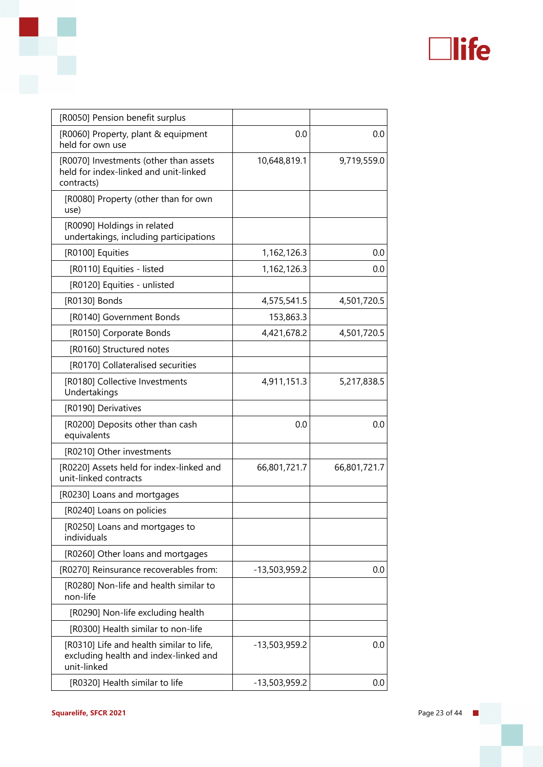| | | |
|---|---|---|
| [R0050] Pension benefit surplus | | |
| [R0060] Property, plant & equipment held for own use | 0.0 | 0.0 |
| [R0070] Investments (other than assets held for index-linked and unit-linked contracts) | 10,648,819.1 | 9,719,559.0 |
| [R0080] Property (other than for own use) | | |
| [R0090] Holdings in related undertakings, including participations | | |
| [R0100] Equities | 1,162,126.3 | 0.0 |
| [R0110] Equities - listed | 1,162,126.3 | 0.0 |
| [R0120] Equities - unlisted | | |
| [R0130] Bonds | 4,575,541.5 | 4,501,720.5 |
| [R0140] Government Bonds | 153,863.3 | |
| [R0150] Corporate Bonds | 4,421,678.2 | 4,501,720.5 |
| [R0160] Structured notes | | |
| [R0170] Collateralised securities | | |
| [R0180] Collective Investments Undertakings | 4,911,151.3 | 5,217,838.5 |
| [R0190] Derivatives | | |
| [R0200] Deposits other than cash equivalents | 0.0 | 0.0 |
| [R0210] Other investments | | |
| [R0220] Assets held for index-linked and unit-linked contracts | 66,801,721.7 | 66,801,721.7 |
| [R0230] Loans and mortgages | | |
| [R0240] Loans on policies | | |
| [R0250] Loans and mortgages to individuals | | |
| [R0260] Other loans and mortgages | | |
| [R0270] Reinsurance recoverables from: | -13,503,959.2 | 0.0 |
| [R0280] Non-life and health similar to non-life | | |
| [R0290] Non-life excluding health | | |
| [R0300] Health similar to non-life | | |
| [R0310] Life and health similar to life, excluding health and index-linked and unit-linked | -13,503,959.2 | 0.0 |
| [R0320] Health similar to life | -13,503,959.2 | 0.0 |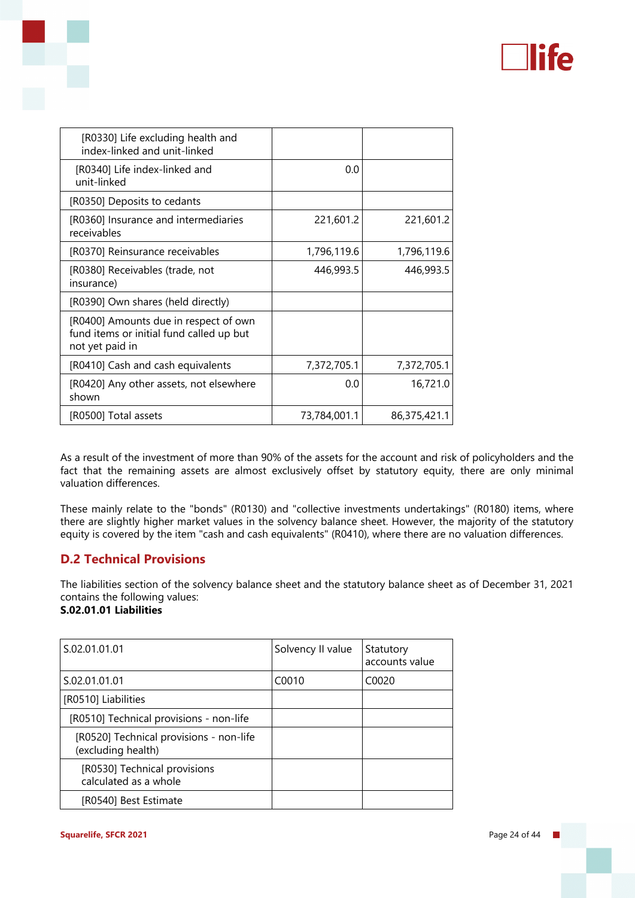| | | |
|---|---|---|
| [R0330] Life excluding health and index-linked and unit-linked | | |
| [R0340] Life index-linked and unit-linked | 0.0 | |
| [R0350] Deposits to cedants | | |
| [R0360] Insurance and intermediaries receivables | 221,601.2 | 221,601.2 |
| [R0370] Reinsurance receivables | 1,796,119.6 | 1,796,119.6 |
| [R0380] Receivables (trade, not insurance) | 446,993.5 | 446,993.5 |
| [R0390] Own shares (held directly) | | |
| [R0400] Amounts due in respect of own fund items or initial fund called up but not yet paid in | | |
| [R0410] Cash and cash equivalents | 7,372,705.1 | 7,372,705.1 |
| [R0420] Any other assets, not elsewhere shown | 0.0 | 16,721.0 |
| [R0500] Total assets | 73,784,001.1 | 86,375,421.1 |

As a result of the investment of more than 90% of the assets for the account and risk of policyholders and the fact that the remaining assets are almost exclusively offset by statutory equity, there are only minimal valuation differences.

These mainly relate to the "bonds" (R0130) and "collective investments undertakings" (R0180) items, where there are slightly higher market values in the solvency balance sheet. However, the majority of the statutory equity is covered by the item "cash and cash equivalents" (R0410), where there are no valuation differences.

## D.2 Technical Provisions

The liabilities section of the solvency balance sheet and the statutory balance sheet as of December 31, 2021 contains the following values:
**S.02.01.01 Liabilities**

| S.02.01.01.01 | Solvency II value | Statutory accounts value |
|---|---|---|
| S.02.01.01.01 | C0010 | C0020 |
| [R0510] Liabilities | | |
| [R0510] Technical provisions - non-life | | |
| [R0520] Technical provisions - non-life (excluding health) | | |
| [R0530] Technical provisions calculated as a whole | | |
| [R0540] Best Estimate | | |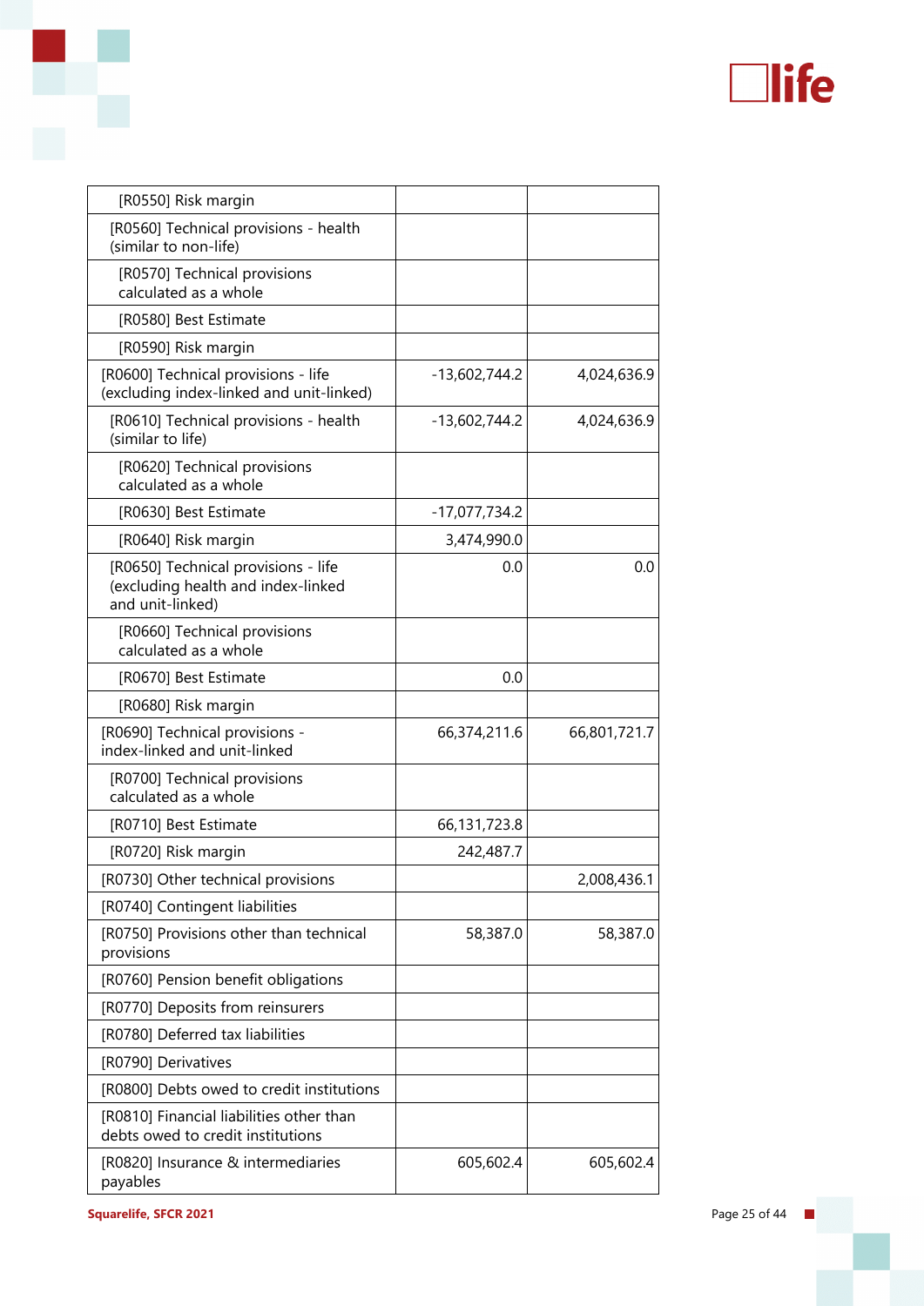| | | |
|---|---|---|
| [R0550] Risk margin | | |
| [R0560] Technical provisions - health (similar to non-life) | | |
| [R0570] Technical provisions calculated as a whole | | |
| [R0580] Best Estimate | | |
| [R0590] Risk margin | | |
| [R0600] Technical provisions - life (excluding index-linked and unit-linked) | -13,602,744.2 | 4,024,636.9 |
| [R0610] Technical provisions - health (similar to life) | -13,602,744.2 | 4,024,636.9 |
| [R0620] Technical provisions calculated as a whole | | |
| [R0630] Best Estimate | -17,077,734.2 | |
| [R0640] Risk margin | 3,474,990.0 | |
| [R0650] Technical provisions - life (excluding health and index-linked and unit-linked) | 0.0 | 0.0 |
| [R0660] Technical provisions calculated as a whole | | |
| [R0670] Best Estimate | 0.0 | |
| [R0680] Risk margin | | |
| [R0690] Technical provisions - index-linked and unit-linked | 66,374,211.6 | 66,801,721.7 |
| [R0700] Technical provisions calculated as a whole | | |
| [R0710] Best Estimate | 66,131,723.8 | |
| [R0720] Risk margin | 242,487.7 | |
| [R0730] Other technical provisions | | 2,008,436.1 |
| [R0740] Contingent liabilities | | |
| [R0750] Provisions other than technical provisions | 58,387.0 | 58,387.0 |
| [R0760] Pension benefit obligations | | |
| [R0770] Deposits from reinsurers | | |
| [R0780] Deferred tax liabilities | | |
| [R0790] Derivatives | | |
| [R0800] Debts owed to credit institutions | | |
| [R0810] Financial liabilities other than debts owed to credit institutions | | |
| [R0820] Insurance & intermediaries payables | 605,602.4 | 605,602.4 |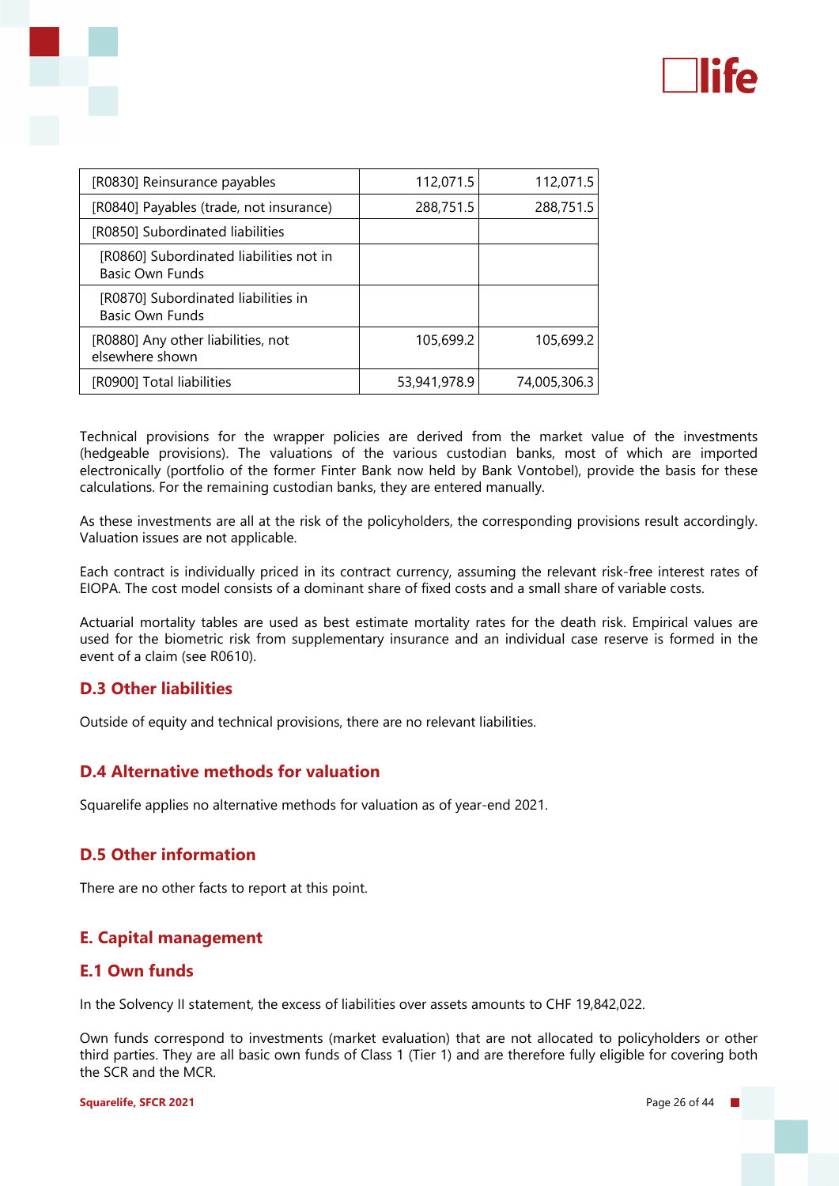| | | |
|---|---|---|
| [R0830] Reinsurance payables | 112,071.5 | 112,071.5 |
| [R0840] Payables (trade, not insurance) | 288,751.5 | 288,751.5 |
| [R0850] Subordinated liabilities | | |
| [R0860] Subordinated liabilities not in Basic Own Funds | | |
| [R0870] Subordinated liabilities in Basic Own Funds | | |
| [R0880] Any other liabilities, not elsewhere shown | 105,699.2 | 105,699.2 |
| [R0900] Total liabilities | 53,941,978.9 | 74,005,306.3 |

Technical provisions for the wrapper policies are derived from the market value of the investments (hedgeable provisions). The valuations of the various custodian banks, most of which are imported electronically (portfolio of the former Finter Bank now held by Bank Vontobel), provide the basis for these calculations. For the remaining custodian banks, they are entered manually.

As these investments are all at the risk of the policyholders, the corresponding provisions result accordingly. Valuation issues are not applicable.

Each contract is individually priced in its contract currency, assuming the relevant risk-free interest rates of EIOPA. The cost model consists of a dominant share of fixed costs and a small share of variable costs.

Actuarial mortality tables are used as best estimate mortality rates for the death risk. Empirical values are used for the biometric risk from supplementary insurance and an individual case reserve is formed in the event of a claim (see R0610).

## D.3 Other liabilities

Outside of equity and technical provisions, there are no relevant liabilities.

## D.4 Alternative methods for valuation

Squarelife applies no alternative methods for valuation as of year-end 2021.

## D.5 Other information

There are no other facts to report at this point.

# E. Capital management

## E.1 Own funds

In the Solvency II statement, the excess of liabilities over assets amounts to CHF 19,842,022.

Own funds correspond to investments (market evaluation) that are not allocated to policyholders or other third parties. They are all basic own funds of Class 1 (Tier 1) and are therefore fully eligible for covering both the SCR and the MCR.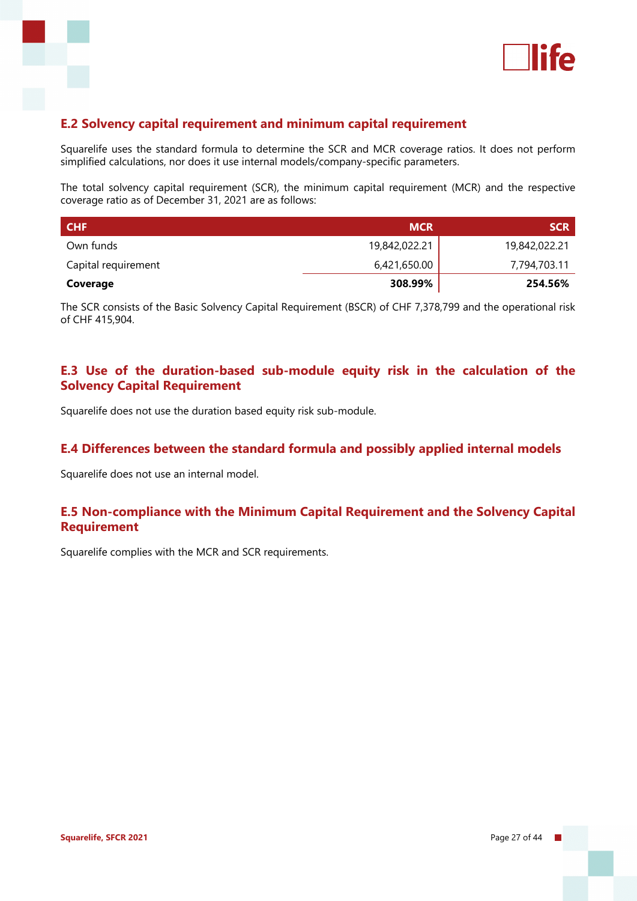## E.2 Solvency capital requirement and minimum capital requirement

Squarelife uses the standard formula to determine the SCR and MCR coverage ratios. It does not perform simplified calculations, nor does it use internal models/company-specific parameters.

The total solvency capital requirement (SCR), the minimum capital requirement (MCR) and the respective coverage ratio as of December 31, 2021 are as follows:

| CHF | MCR | SCR |
|---|---:|---:|
| Own funds | 19,842,022.21 | 19,842,022.21 |
| Capital requirement | 6,421,650.00 | 7,794,703.11 |
| **Coverage** | **308.99%** | **254.56%** |

The SCR consists of the Basic Solvency Capital Requirement (BSCR) of CHF 7,378,799 and the operational risk of CHF 415,904.

## E.3 Use of the duration-based sub-module equity risk in the calculation of the Solvency Capital Requirement

Squarelife does not use the duration based equity risk sub-module.

## E.4 Differences between the standard formula and possibly applied internal models

Squarelife does not use an internal model.

## E.5 Non-compliance with the Minimum Capital Requirement and the Solvency Capital Requirement

Squarelife complies with the MCR and SCR requirements.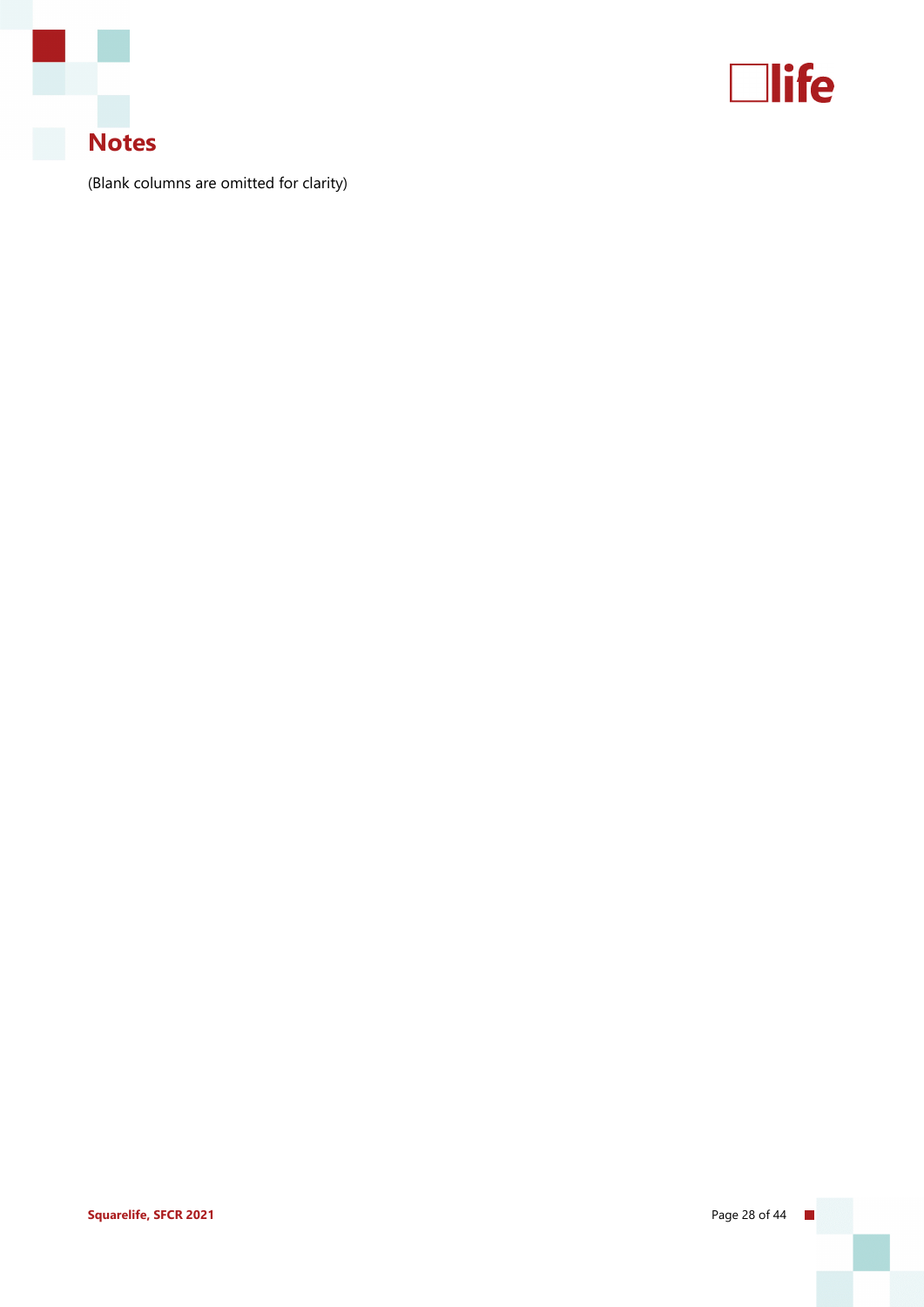## Notes

(Blank columns are omitted for clarity)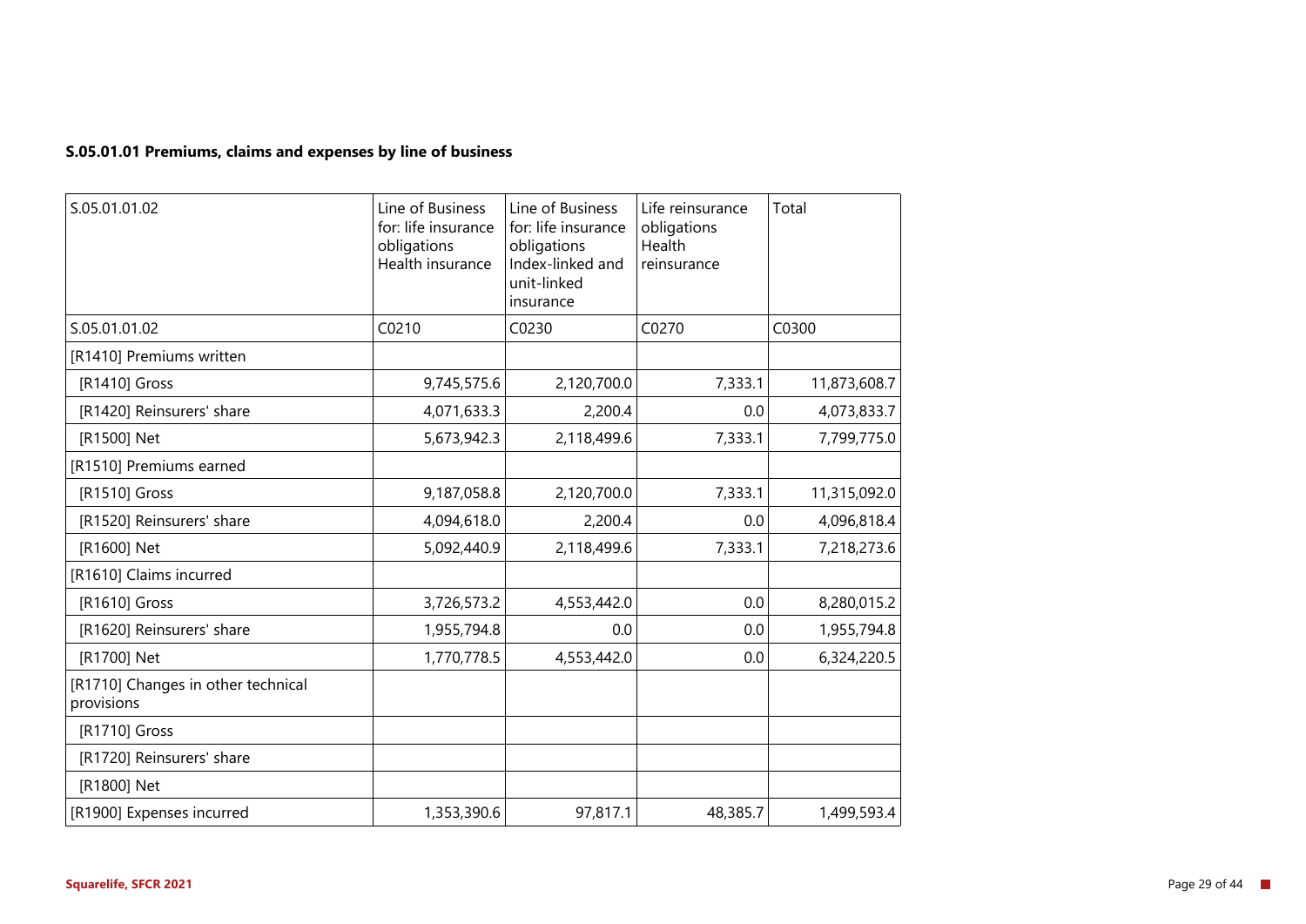### S.05.01.01 Premiums, claims and expenses by line of business

| S.05.01.01.02 | Line of Business for: life insurance obligations Health insurance | Line of Business for: life insurance obligations Index-linked and unit-linked insurance | Life reinsurance obligations Health reinsurance | Total |
|---|---|---|---|---|
| S.05.01.01.02 | C0210 | C0230 | C0270 | C0300 |
| [R1410] Premiums written | | | | |
| [R1410] Gross | 9,745,575.6 | 2,120,700.0 | 7,333.1 | 11,873,608.7 |
| [R1420] Reinsurers' share | 4,071,633.3 | 2,200.4 | 0.0 | 4,073,833.7 |
| [R1500] Net | 5,673,942.3 | 2,118,499.6 | 7,333.1 | 7,799,775.0 |
| [R1510] Premiums earned | | | | |
| [R1510] Gross | 9,187,058.8 | 2,120,700.0 | 7,333.1 | 11,315,092.0 |
| [R1520] Reinsurers' share | 4,094,618.0 | 2,200.4 | 0.0 | 4,096,818.4 |
| [R1600] Net | 5,092,440.9 | 2,118,499.6 | 7,333.1 | 7,218,273.6 |
| [R1610] Claims incurred | | | | |
| [R1610] Gross | 3,726,573.2 | 4,553,442.0 | 0.0 | 8,280,015.2 |
| [R1620] Reinsurers' share | 1,955,794.8 | 0.0 | 0.0 | 1,955,794.8 |
| [R1700] Net | 1,770,778.5 | 4,553,442.0 | 0.0 | 6,324,220.5 |
| [R1710] Changes in other technical provisions | | | | |
| [R1710] Gross | | | | |
| [R1720] Reinsurers' share | | | | |
| [R1800] Net | | | | |
| [R1900] Expenses incurred | 1,353,390.6 | 97,817.1 | 48,385.7 | 1,499,593.4 |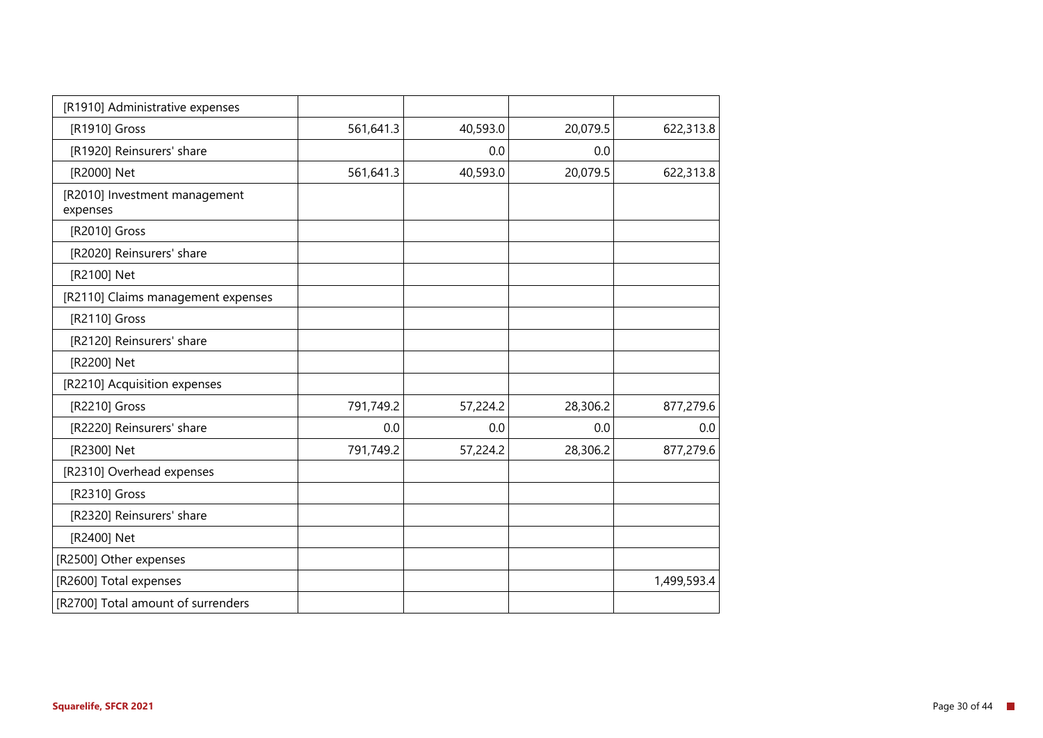| | | | | |
|---|---|---|---|---|
| [R1910] Administrative expenses | | | | |
| [R1910] Gross | 561,641.3 | 40,593.0 | 20,079.5 | 622,313.8 |
| [R1920] Reinsurers' share | | 0.0 | 0.0 | |
| [R2000] Net | 561,641.3 | 40,593.0 | 20,079.5 | 622,313.8 |
| [R2010] Investment management expenses | | | | |
| [R2010] Gross | | | | |
| [R2020] Reinsurers' share | | | | |
| [R2100] Net | | | | |
| [R2110] Claims management expenses | | | | |
| [R2110] Gross | | | | |
| [R2120] Reinsurers' share | | | | |
| [R2200] Net | | | | |
| [R2210] Acquisition expenses | | | | |
| [R2210] Gross | 791,749.2 | 57,224.2 | 28,306.2 | 877,279.6 |
| [R2220] Reinsurers' share | 0.0 | 0.0 | 0.0 | 0.0 |
| [R2300] Net | 791,749.2 | 57,224.2 | 28,306.2 | 877,279.6 |
| [R2310] Overhead expenses | | | | |
| [R2310] Gross | | | | |
| [R2320] Reinsurers' share | | | | |
| [R2400] Net | | | | |
| [R2500] Other expenses | | | | |
| [R2600] Total expenses | | | | 1,499,593.4 |
| [R2700] Total amount of surrenders | | | | |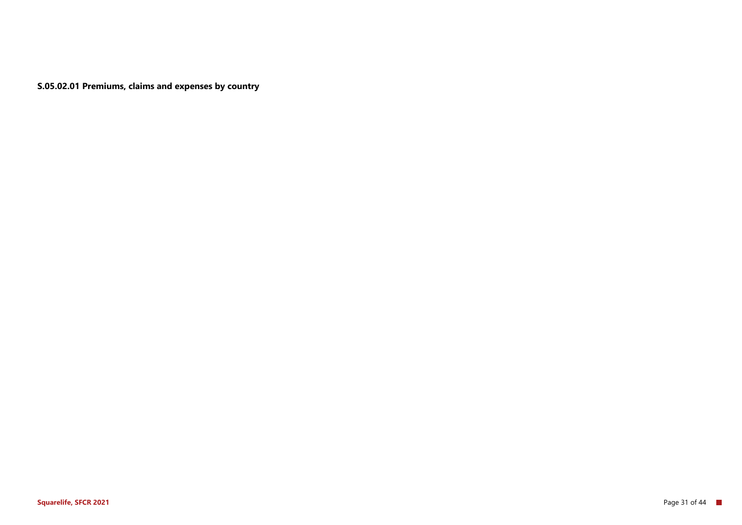**S.05.02.01 Premiums, claims and expenses by country**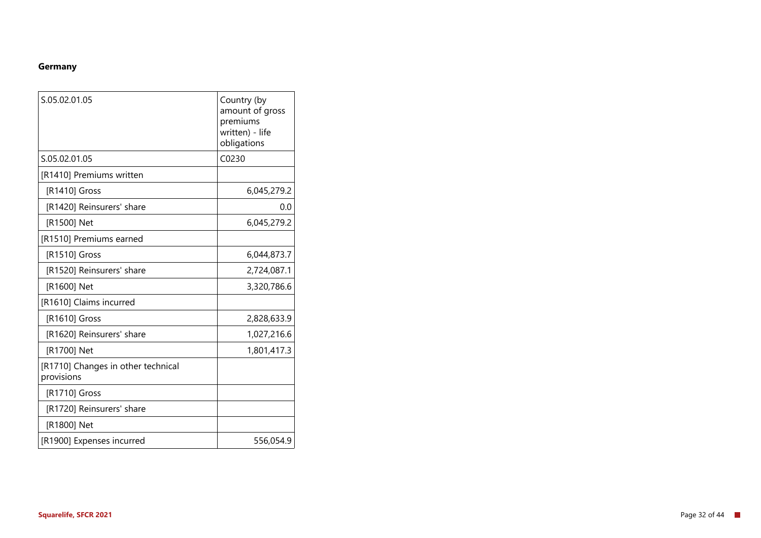**Germany**

| S.05.02.01.05 | Country (by amount of gross premiums written) - life obligations |
|---|---|
| S.05.02.01.05 | C0230 |
| [R1410] Premiums written | |
| [R1410] Gross | 6,045,279.2 |
| [R1420] Reinsurers' share | 0.0 |
| [R1500] Net | 6,045,279.2 |
| [R1510] Premiums earned | |
| [R1510] Gross | 6,044,873.7 |
| [R1520] Reinsurers' share | 2,724,087.1 |
| [R1600] Net | 3,320,786.6 |
| [R1610] Claims incurred | |
| [R1610] Gross | 2,828,633.9 |
| [R1620] Reinsurers' share | 1,027,216.6 |
| [R1700] Net | 1,801,417.3 |
| [R1710] Changes in other technical provisions | |
| [R1710] Gross | |
| [R1720] Reinsurers' share | |
| [R1800] Net | |
| [R1900] Expenses incurred | 556,054.9 |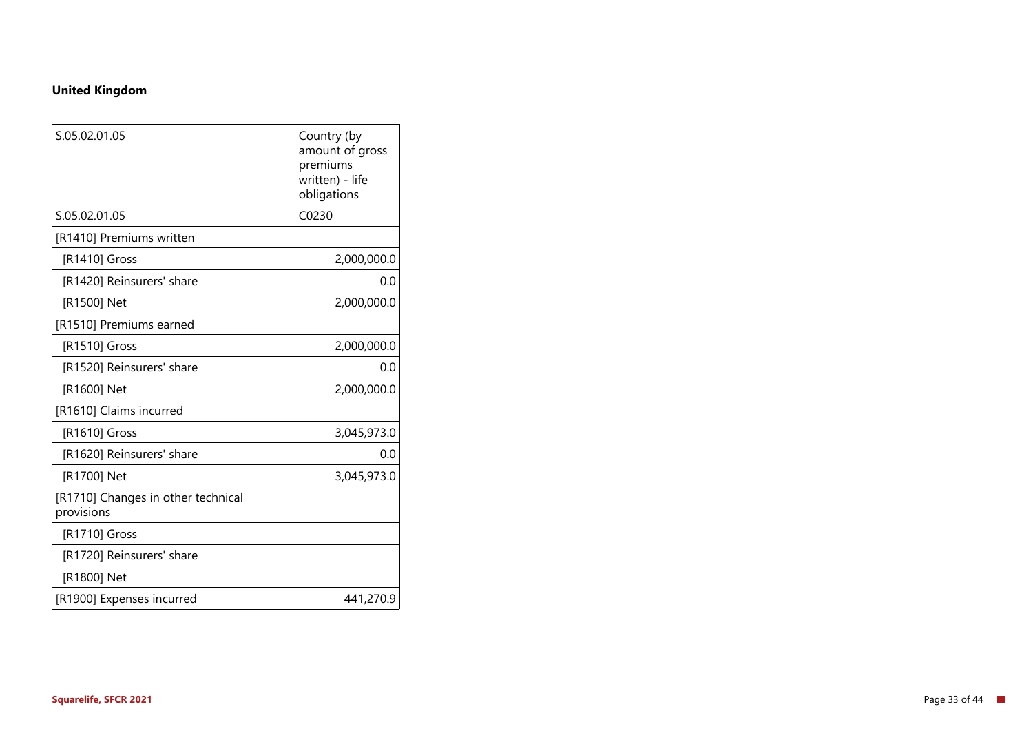**United Kingdom**

| S.05.02.01.05 | Country (by amount of gross premiums written) - life obligations |
|---|---|
| S.05.02.01.05 | C0230 |
| [R1410] Premiums written | |
| [R1410] Gross | 2,000,000.0 |
| [R1420] Reinsurers' share | 0.0 |
| [R1500] Net | 2,000,000.0 |
| [R1510] Premiums earned | |
| [R1510] Gross | 2,000,000.0 |
| [R1520] Reinsurers' share | 0.0 |
| [R1600] Net | 2,000,000.0 |
| [R1610] Claims incurred | |
| [R1610] Gross | 3,045,973.0 |
| [R1620] Reinsurers' share | 0.0 |
| [R1700] Net | 3,045,973.0 |
| [R1710] Changes in other technical provisions | |
| [R1710] Gross | |
| [R1720] Reinsurers' share | |
| [R1800] Net | |
| [R1900] Expenses incurred | 441,270.9 |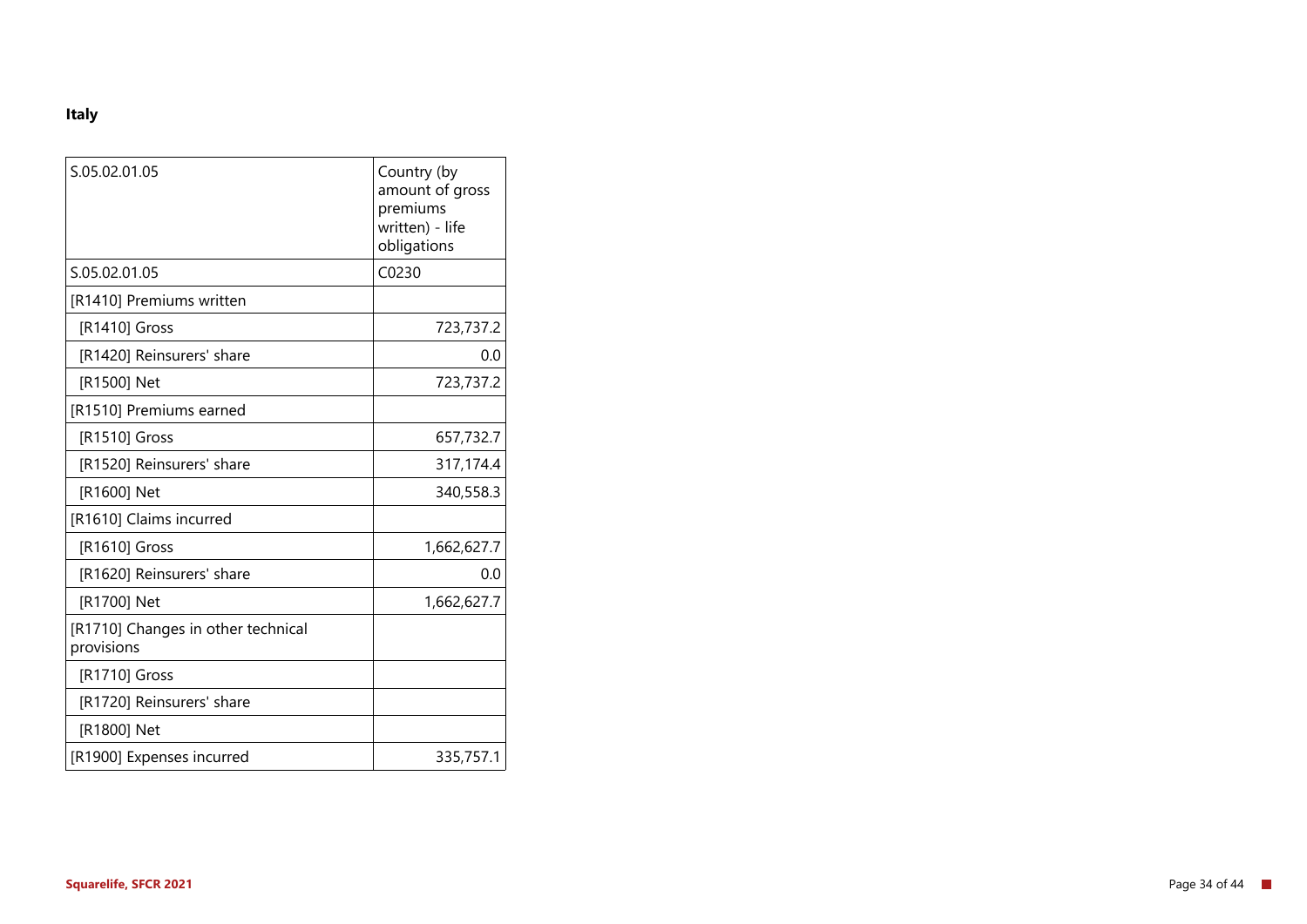**Italy**

| S.05.02.01.05 | Country (by amount of gross premiums written) - life obligations |
|---|---|
| S.05.02.01.05 | C0230 |
| [R1410] Premiums written | |
| [R1410] Gross | 723,737.2 |
| [R1420] Reinsurers' share | 0.0 |
| [R1500] Net | 723,737.2 |
| [R1510] Premiums earned | |
| [R1510] Gross | 657,732.7 |
| [R1520] Reinsurers' share | 317,174.4 |
| [R1600] Net | 340,558.3 |
| [R1610] Claims incurred | |
| [R1610] Gross | 1,662,627.7 |
| [R1620] Reinsurers' share | 0.0 |
| [R1700] Net | 1,662,627.7 |
| [R1710] Changes in other technical provisions | |
| [R1710] Gross | |
| [R1720] Reinsurers' share | |
| [R1800] Net | |
| [R1900] Expenses incurred | 335,757.1 |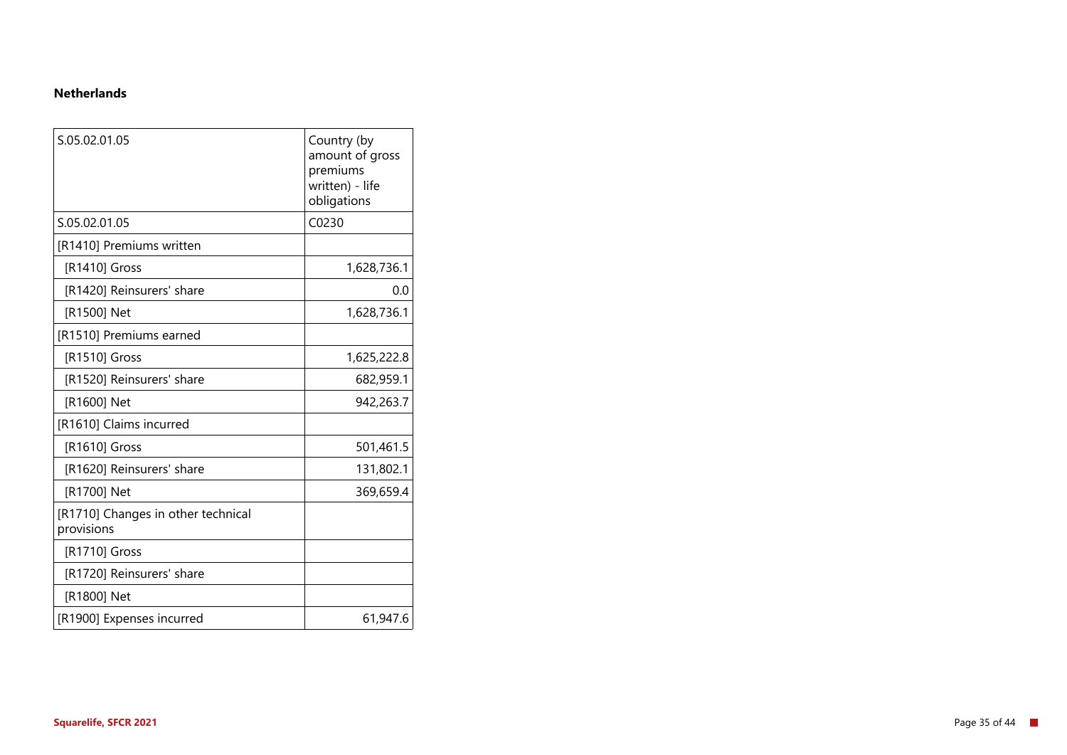**Netherlands**

| S.05.02.01.05 | Country (by amount of gross premiums written) - life obligations |
|---|---|
| S.05.02.01.05 | C0230 |
| [R1410] Premiums written | |
| [R1410] Gross | 1,628,736.1 |
| [R1420] Reinsurers' share | 0.0 |
| [R1500] Net | 1,628,736.1 |
| [R1510] Premiums earned | |
| [R1510] Gross | 1,625,222.8 |
| [R1520] Reinsurers' share | 682,959.1 |
| [R1600] Net | 942,263.7 |
| [R1610] Claims incurred | |
| [R1610] Gross | 501,461.5 |
| [R1620] Reinsurers' share | 131,802.1 |
| [R1700] Net | 369,659.4 |
| [R1710] Changes in other technical provisions | |
| [R1710] Gross | |
| [R1720] Reinsurers' share | |
| [R1800] Net | |
| [R1900] Expenses incurred | 61,947.6 |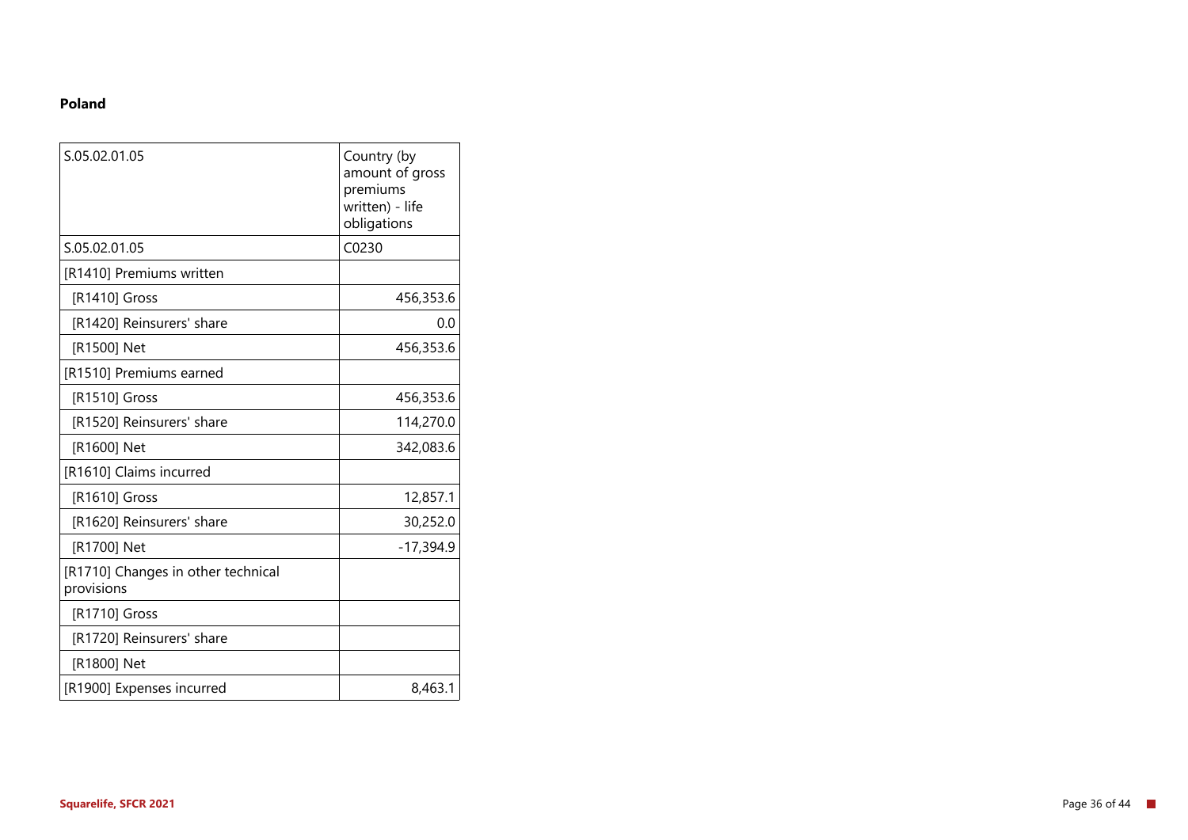**Poland**

| S.05.02.01.05 | Country (by amount of gross premiums written) - life obligations |
|---|---|
| S.05.02.01.05 | C0230 |
| [R1410] Premiums written | |
| [R1410] Gross | 456,353.6 |
| [R1420] Reinsurers' share | 0.0 |
| [R1500] Net | 456,353.6 |
| [R1510] Premiums earned | |
| [R1510] Gross | 456,353.6 |
| [R1520] Reinsurers' share | 114,270.0 |
| [R1600] Net | 342,083.6 |
| [R1610] Claims incurred | |
| [R1610] Gross | 12,857.1 |
| [R1620] Reinsurers' share | 30,252.0 |
| [R1700] Net | -17,394.9 |
| [R1710] Changes in other technical provisions | |
| [R1710] Gross | |
| [R1720] Reinsurers' share | |
| [R1800] Net | |
| [R1900] Expenses incurred | 8,463.1 |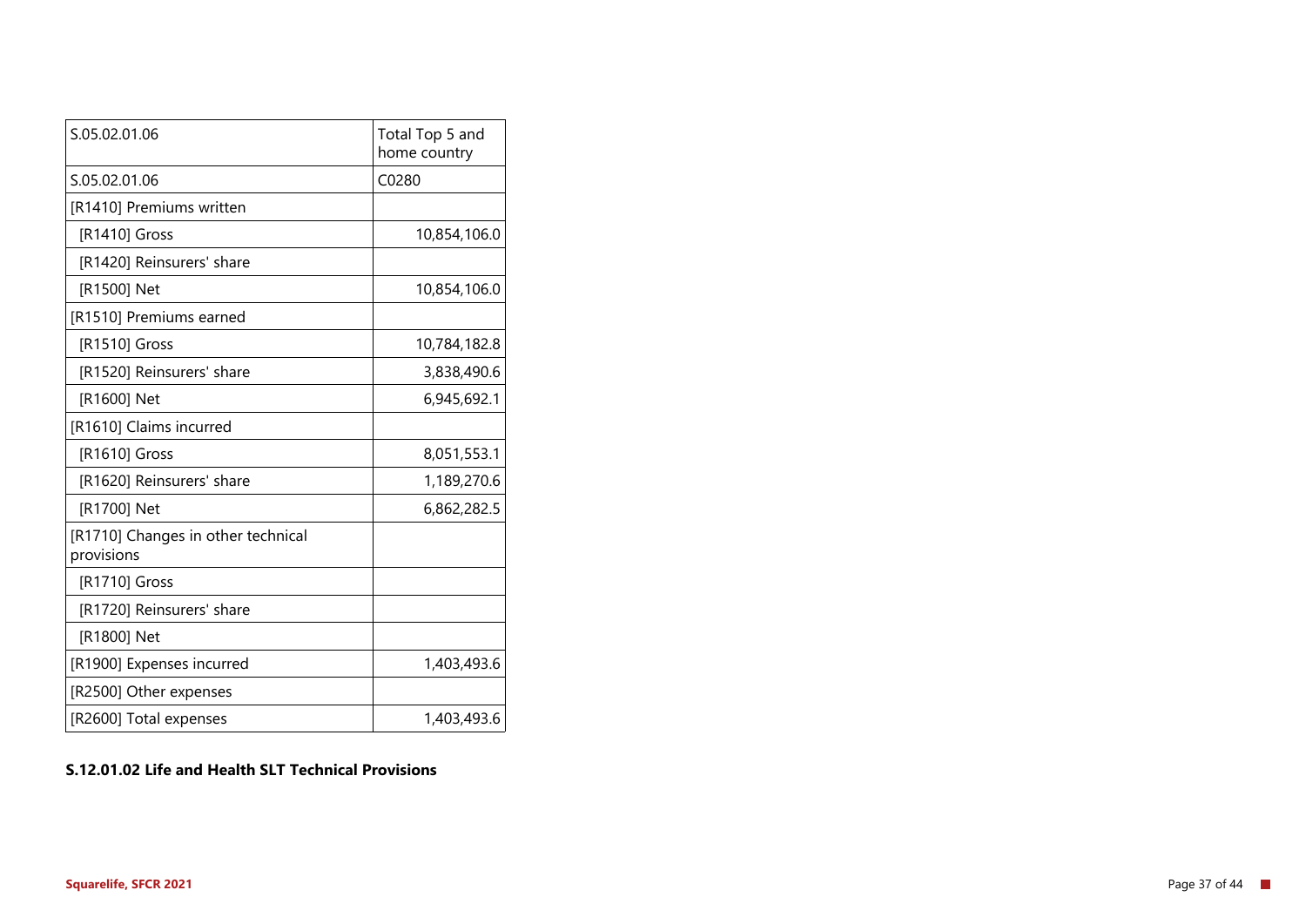| S.05.02.01.06 | Total Top 5 and home country |
|---|---|
| S.05.02.01.06 | C0280 |
| [R1410] Premiums written | |
| [R1410] Gross | 10,854,106.0 |
| [R1420] Reinsurers' share | |
| [R1500] Net | 10,854,106.0 |
| [R1510] Premiums earned | |
| [R1510] Gross | 10,784,182.8 |
| [R1520] Reinsurers' share | 3,838,490.6 |
| [R1600] Net | 6,945,692.1 |
| [R1610] Claims incurred | |
| [R1610] Gross | 8,051,553.1 |
| [R1620] Reinsurers' share | 1,189,270.6 |
| [R1700] Net | 6,862,282.5 |
| [R1710] Changes in other technical provisions | |
| [R1710] Gross | |
| [R1720] Reinsurers' share | |
| [R1800] Net | |
| [R1900] Expenses incurred | 1,403,493.6 |
| [R2500] Other expenses | |
| [R2600] Total expenses | 1,403,493.6 |

**S.12.01.02 Life and Health SLT Technical Provisions**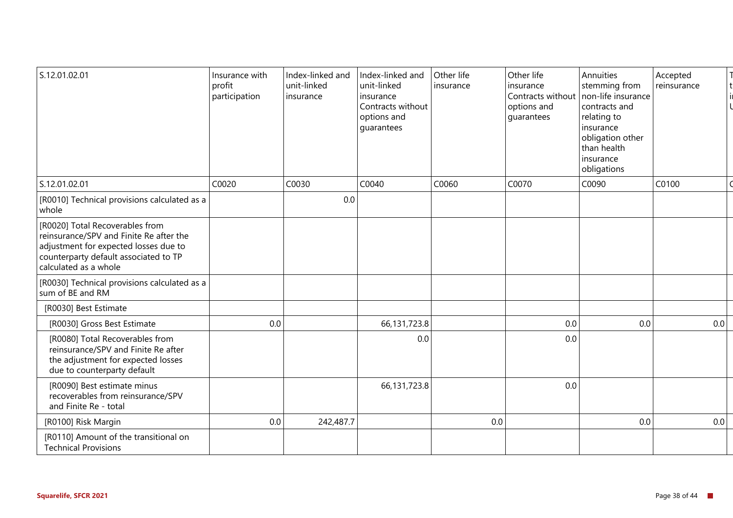| S.12.01.02.01 | Insurance with profit participation | Index-linked and unit-linked insurance | Index-linked and unit-linked insurance Contracts without options and guarantees | Other life insurance | Other life insurance Contracts without options and guarantees | Annuities stemming from non-life insurance contracts and relating to insurance obligation other than health insurance obligations | Accepted reinsurance |
|---|---|---|---|---|---|---|---|
| S.12.01.02.01 | C0020 | C0030 | C0040 | C0060 | C0070 | C0090 | C0100 |
| [R0010] Technical provisions calculated as a whole | | 0.0 | | | | | |
| [R0020] Total Recoverables from reinsurance/SPV and Finite Re after the adjustment for expected losses due to counterparty default associated to TP calculated as a whole | | | | | | | |
| [R0030] Technical provisions calculated as a sum of BE and RM | | | | | | | |
| [R0030] Best Estimate | | | | | | | |
| [R0030] Gross Best Estimate | 0.0 | | 66,131,723.8 | | 0.0 | 0.0 | 0.0 |
| [R0080] Total Recoverables from reinsurance/SPV and Finite Re after the adjustment for expected losses due to counterparty default | | | 0.0 | | 0.0 | | |
| [R0090] Best estimate minus recoverables from reinsurance/SPV and Finite Re - total | | | 66,131,723.8 | | 0.0 | | |
| [R0100] Risk Margin | 0.0 | 242,487.7 | | 0.0 | | 0.0 | 0.0 |
| [R0110] Amount of the transitional on Technical Provisions | | | | | | | |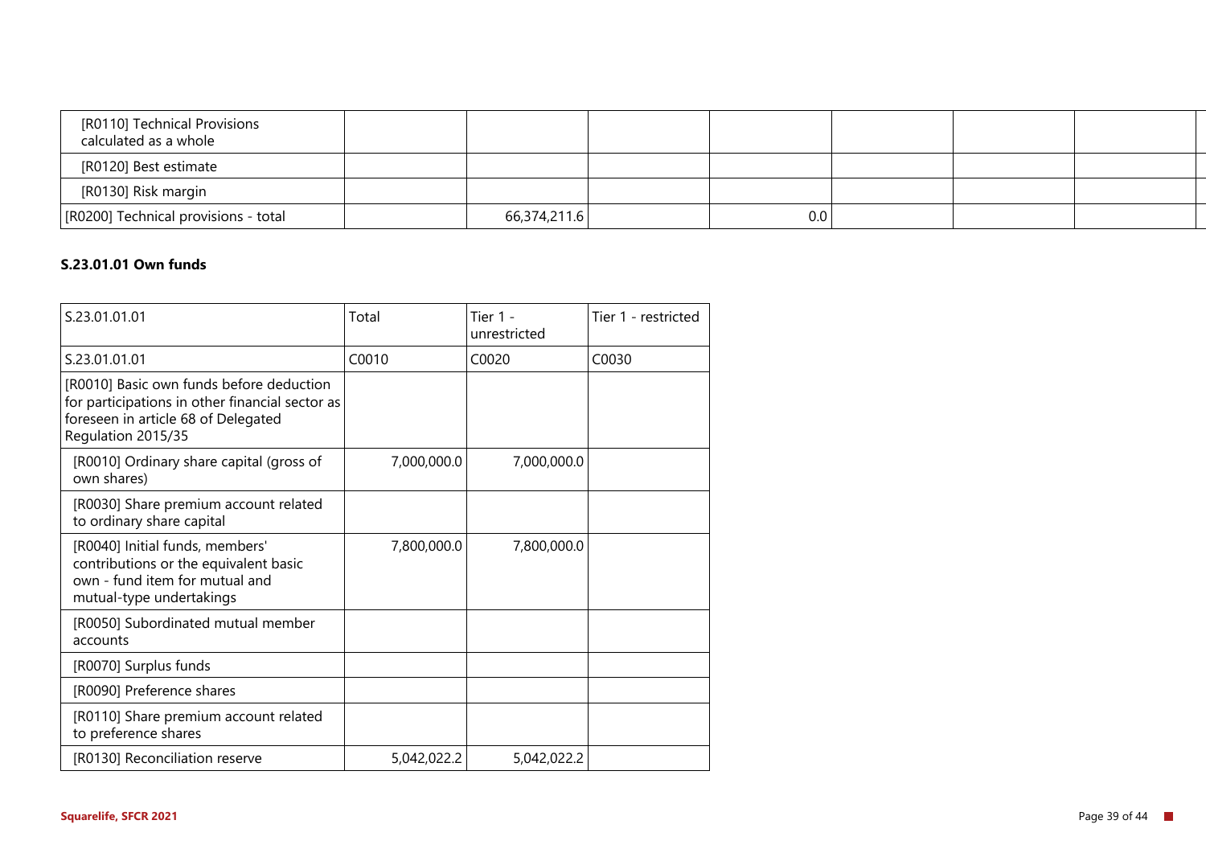| | | | | | | | |
|---|---|---|---|---|---|---|---|
| [R0110] Technical Provisions calculated as a whole | | | | | | | |
| [R0120] Best estimate | | | | | | | |
| [R0130] Risk margin | | | | | | | |
| [R0200] Technical provisions - total | | 66,374,211.6 | | 0.0 | | | |

**S.23.01.01 Own funds**

| S.23.01.01 | Total | Tier 1 - unrestricted | Tier 1 - restricted |
|---|---|---|---|
| S.23.01.01 | C0010 | C0020 | C0030 |
| [R0010] Basic own funds before deduction for participations in other financial sector as foreseen in article 68 of Delegated Regulation 2015/35 | | | |
| [R0010] Ordinary share capital (gross of own shares) | 7,000,000.0 | 7,000,000.0 | |
| [R0030] Share premium account related to ordinary share capital | | | |
| [R0040] Initial funds, members' contributions or the equivalent basic own - fund item for mutual and mutual-type undertakings | 7,800,000.0 | 7,800,000.0 | |
| [R0050] Subordinated mutual member accounts | | | |
| [R0070] Surplus funds | | | |
| [R0090] Preference shares | | | |
| [R0110] Share premium account related to preference shares | | | |
| [R0130] Reconciliation reserve | 5,042,022.2 | 5,042,022.2 | |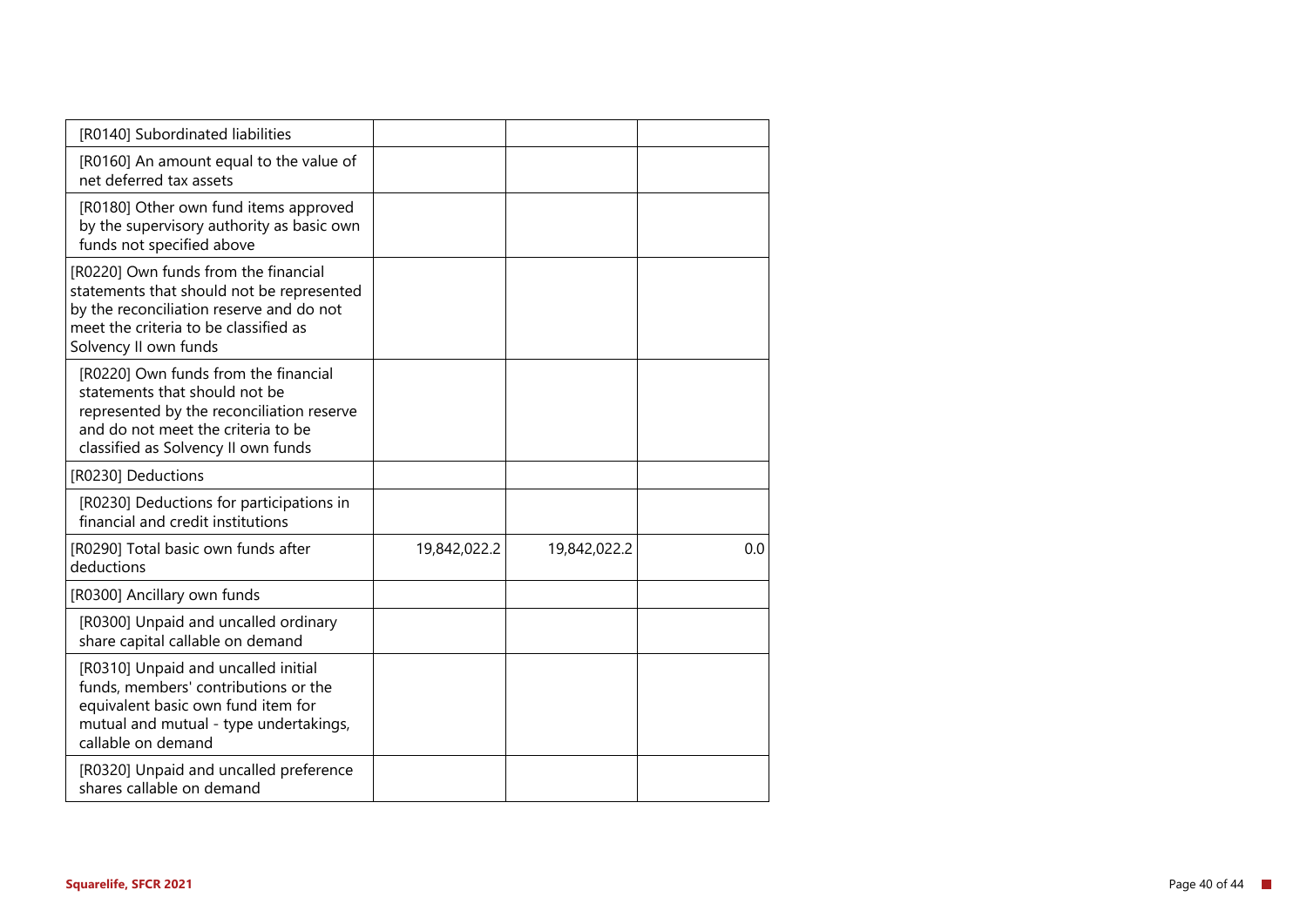| | | | |
|---|---|---|---|
| [R0140] Subordinated liabilities | | | |
| [R0160] An amount equal to the value of net deferred tax assets | | | |
| [R0180] Other own fund items approved by the supervisory authority as basic own funds not specified above | | | |
| [R0220] Own funds from the financial statements that should not be represented by the reconciliation reserve and do not meet the criteria to be classified as Solvency II own funds | | | |
| [R0220] Own funds from the financial statements that should not be represented by the reconciliation reserve and do not meet the criteria to be classified as Solvency II own funds | | | |
| [R0230] Deductions | | | |
| [R0230] Deductions for participations in financial and credit institutions | | | |
| [R0290] Total basic own funds after deductions | 19,842,022.2 | 19,842,022.2 | 0.0 |
| [R0300] Ancillary own funds | | | |
| [R0300] Unpaid and uncalled ordinary share capital callable on demand | | | |
| [R0310] Unpaid and uncalled initial funds, members' contributions or the equivalent basic own fund item for mutual and mutual - type undertakings, callable on demand | | | |
| [R0320] Unpaid and uncalled preference shares callable on demand | | | |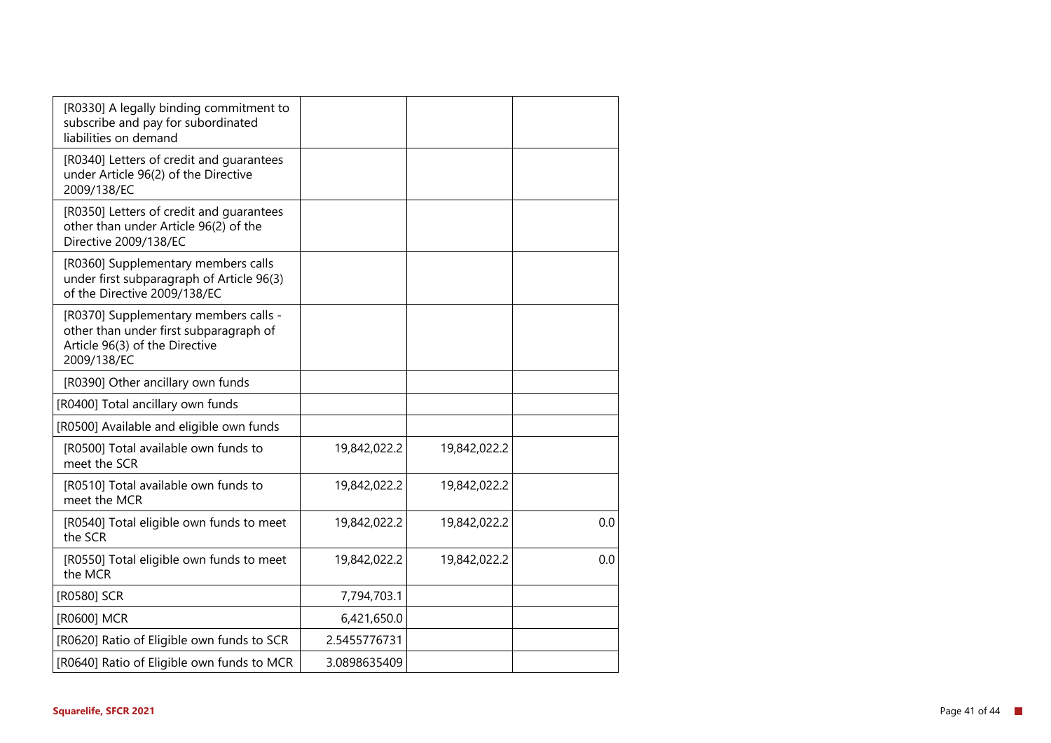| | | | |
|---|---|---|---|
| [R0330] A legally binding commitment to subscribe and pay for subordinated liabilities on demand | | | |
| [R0340] Letters of credit and guarantees under Article 96(2) of the Directive 2009/138/EC | | | |
| [R0350] Letters of credit and guarantees other than under Article 96(2) of the Directive 2009/138/EC | | | |
| [R0360] Supplementary members calls under first subparagraph of Article 96(3) of the Directive 2009/138/EC | | | |
| [R0370] Supplementary members calls - other than under first subparagraph of Article 96(3) of the Directive 2009/138/EC | | | |
| [R0390] Other ancillary own funds | | | |
| [R0400] Total ancillary own funds | | | |
| [R0500] Available and eligible own funds | | | |
| [R0500] Total available own funds to meet the SCR | 19,842,022.2 | 19,842,022.2 | |
| [R0510] Total available own funds to meet the MCR | 19,842,022.2 | 19,842,022.2 | |
| [R0540] Total eligible own funds to meet the SCR | 19,842,022.2 | 19,842,022.2 | 0.0 |
| [R0550] Total eligible own funds to meet the MCR | 19,842,022.2 | 19,842,022.2 | 0.0 |
| [R0580] SCR | 7,794,703.1 | | |
| [R0600] MCR | 6,421,650.0 | | |
| [R0620] Ratio of Eligible own funds to SCR | 2.5455776731 | | |
| [R0640] Ratio of Eligible own funds to MCR | 3.0898635409 | | |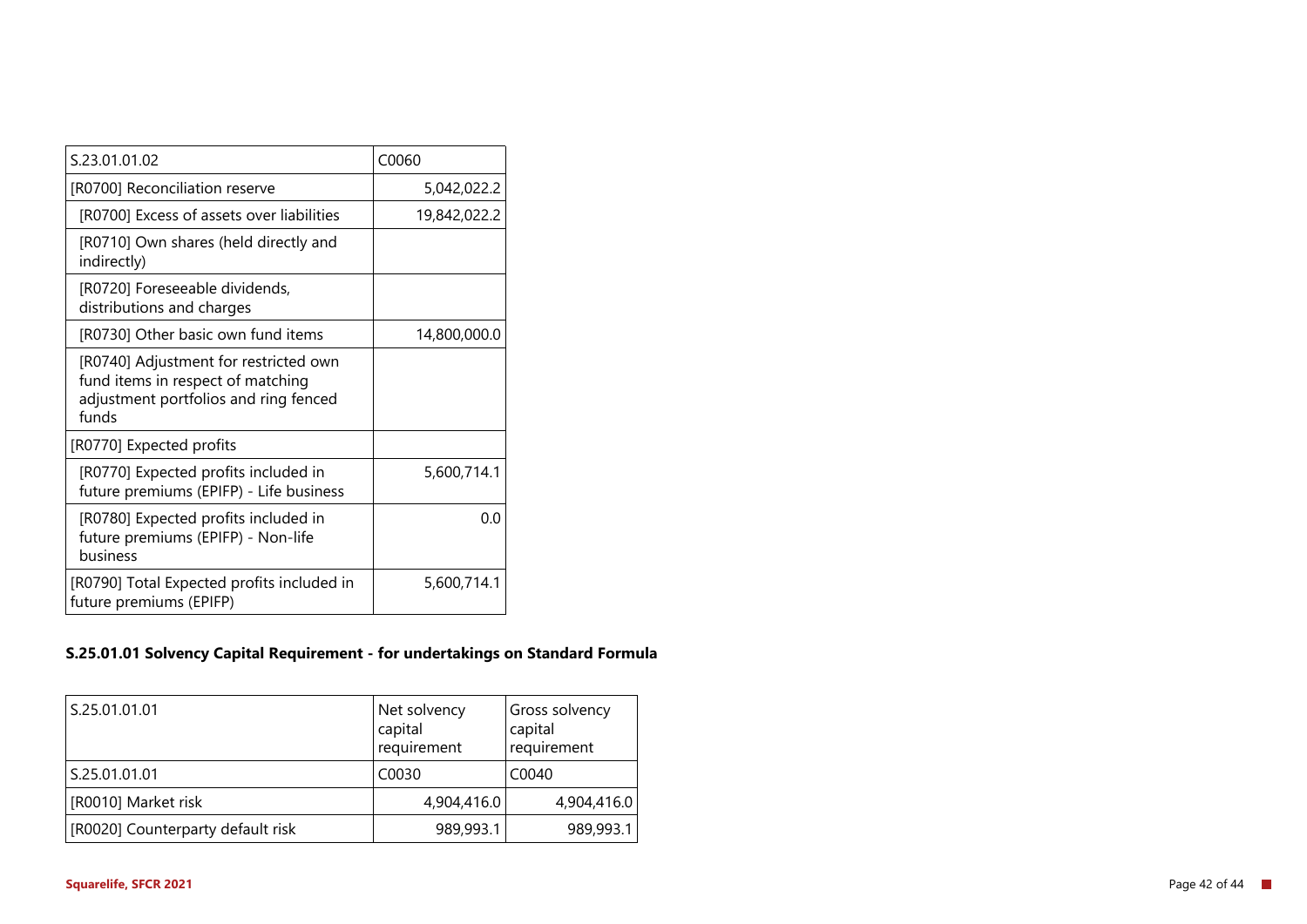| S.23.01.01.02 | C0060 |
| --- | --- |
| [R0700] Reconciliation reserve | 5,042,022.2 |
| [R0700] Excess of assets over liabilities | 19,842,022.2 |
| [R0710] Own shares (held directly and indirectly) | |
| [R0720] Foreseeable dividends, distributions and charges | |
| [R0730] Other basic own fund items | 14,800,000.0 |
| [R0740] Adjustment for restricted own fund items in respect of matching adjustment portfolios and ring fenced funds | |
| [R0770] Expected profits | |
| [R0770] Expected profits included in future premiums (EPIFP) - Life business | 5,600,714.1 |
| [R0780] Expected profits included in future premiums (EPIFP) - Non-life business | 0.0 |
| [R0790] Total Expected profits included in future premiums (EPIFP) | 5,600,714.1 |

**S.25.01.01 Solvency Capital Requirement - for undertakings on Standard Formula**

| S.25.01.01.01 | Net solvency capital requirement | Gross solvency capital requirement |
| --- | --- | --- |
| S.25.01.01.01 | C0030 | C0040 |
| [R0010] Market risk | 4,904,416.0 | 4,904,416.0 |
| [R0020] Counterparty default risk | 989,993.1 | 989,993.1 |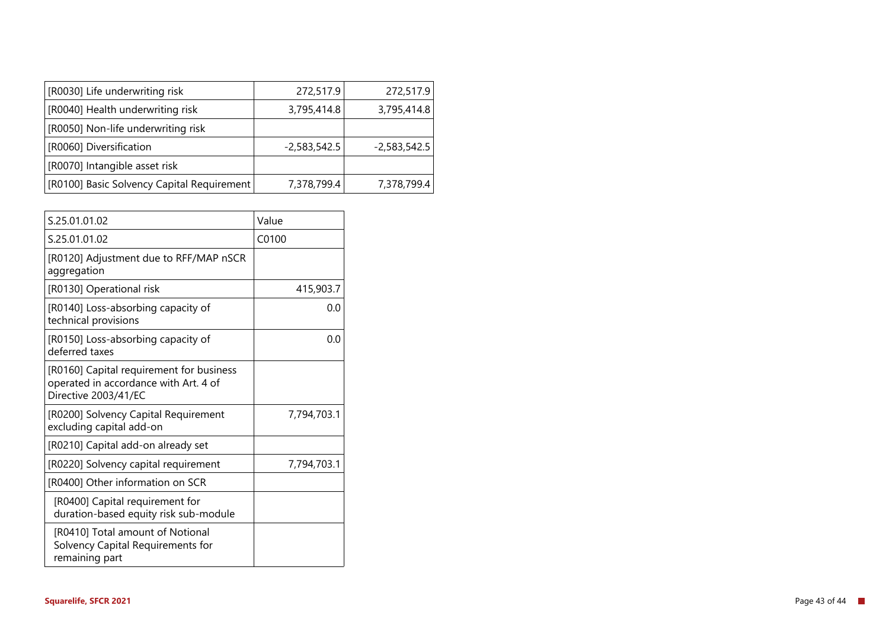| | | |
|---|---|---|
| [R0030] Life underwriting risk | 272,517.9 | 272,517.9 |
| [R0040] Health underwriting risk | 3,795,414.8 | 3,795,414.8 |
| [R0050] Non-life underwriting risk | | |
| [R0060] Diversification | -2,583,542.5 | -2,583,542.5 |
| [R0070] Intangible asset risk | | |
| [R0100] Basic Solvency Capital Requirement | 7,378,799.4 | 7,378,799.4 |

| S.25.01.01.02 | Value |
|---|---|
| S.25.01.01.02 | C0100 |
| [R0120] Adjustment due to RFF/MAP nSCR aggregation | |
| [R0130] Operational risk | 415,903.7 |
| [R0140] Loss-absorbing capacity of technical provisions | 0.0 |
| [R0150] Loss-absorbing capacity of deferred taxes | 0.0 |
| [R0160] Capital requirement for business operated in accordance with Art. 4 of Directive 2003/41/EC | |
| [R0200] Solvency Capital Requirement excluding capital add-on | 7,794,703.1 |
| [R0210] Capital add-on already set | |
| [R0220] Solvency capital requirement | 7,794,703.1 |
| [R0400] Other information on SCR | |
| [R0400] Capital requirement for duration-based equity risk sub-module | |
| [R0410] Total amount of Notional Solvency Capital Requirements for remaining part | |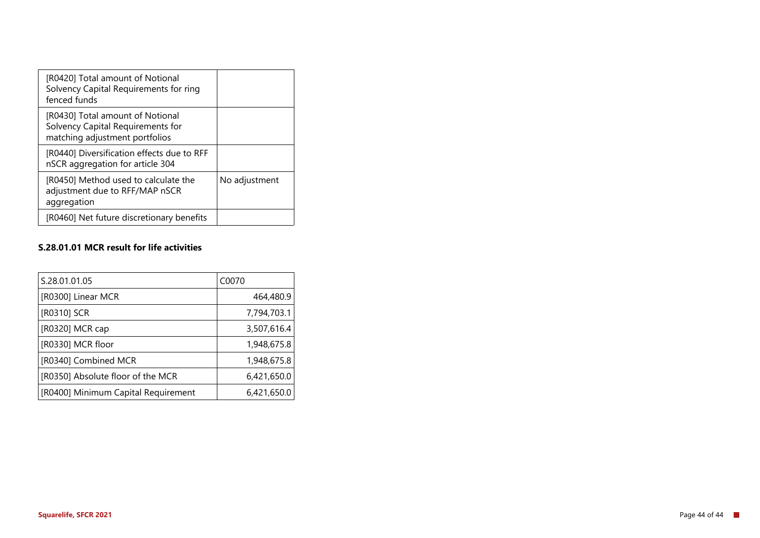| | |
|---|---|
| [R0420] Total amount of Notional Solvency Capital Requirements for ring fenced funds | |
| [R0430] Total amount of Notional Solvency Capital Requirements for matching adjustment portfolios | |
| [R0440] Diversification effects due to RFF nSCR aggregation for article 304 | |
| [R0450] Method used to calculate the adjustment due to RFF/MAP nSCR aggregation | No adjustment |
| [R0460] Net future discretionary benefits | |

### S.28.01.01 MCR result for life activities

| S.28.01.01.05 | C0070 |
|---|---|
| [R0300] Linear MCR | 464,480.9 |
| [R0310] SCR | 7,794,703.1 |
| [R0320] MCR cap | 3,507,616.4 |
| [R0330] MCR floor | 1,948,675.8 |
| [R0340] Combined MCR | 1,948,675.8 |
| [R0350] Absolute floor of the MCR | 6,421,650.0 |
| [R0400] Minimum Capital Requirement | 6,421,650.0 |